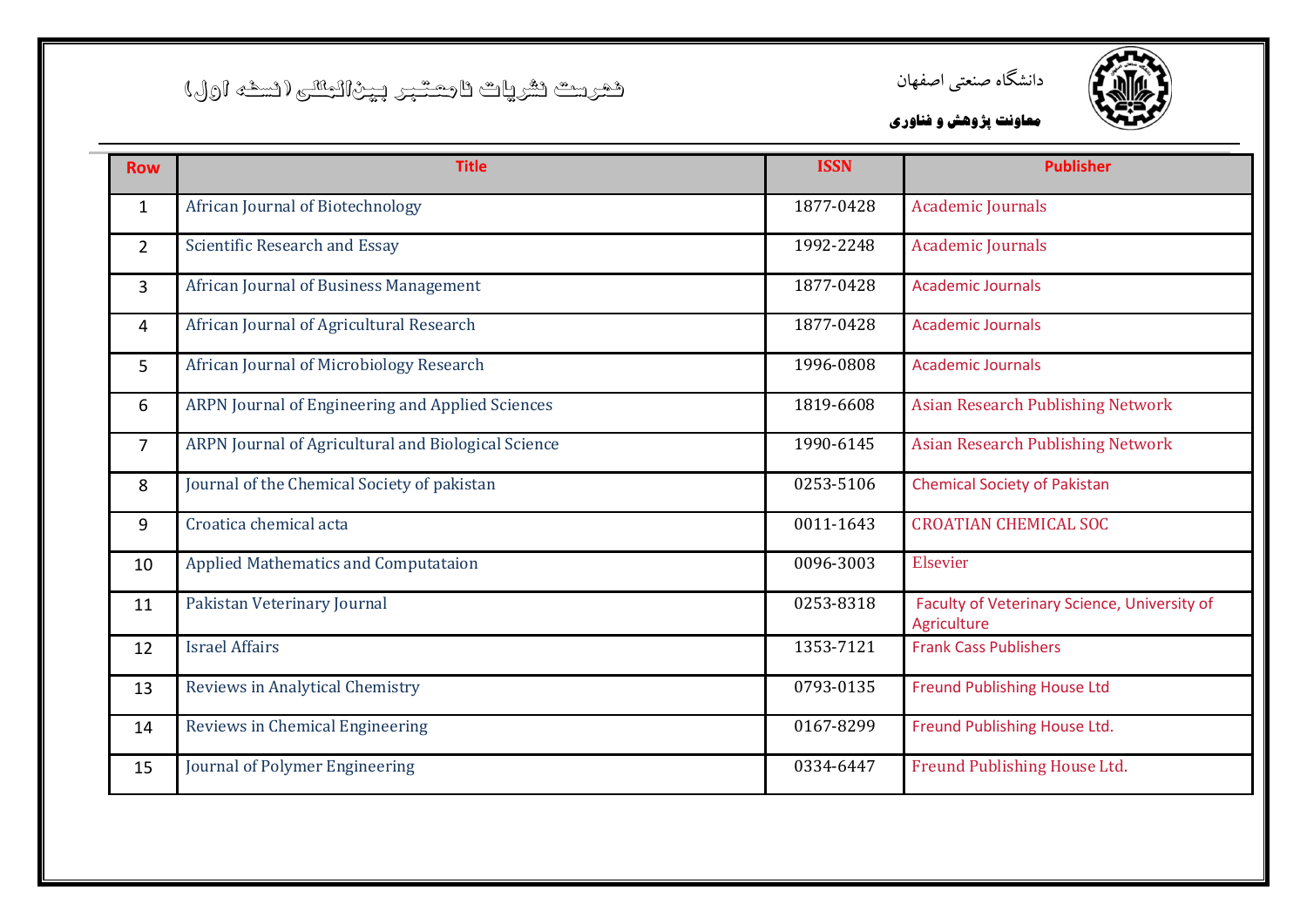دانشگاه صنعتی اصفهان

**معاونت پژوهش و فناوری**

# فهرست نشریات نامعتبر بین‌المللی (نسخه اول)

| Row | Title | ISSN | Publisher |
|---|---|---|---|
| 1 | African Journal of Biotechnology | 1877-0428 | Academic Journals |
| 2 | Scientific Research and Essay | 1992-2248 | Academic Journals |
| 3 | African Journal of Business Management | 1877-0428 | Academic Journals |
| 4 | African Journal of Agricultural Research | 1877-0428 | Academic Journals |
| 5 | African Journal of Microbiology Research | 1996-0808 | Academic Journals |
| 6 | ARPN Journal of Engineering and Applied Sciences | 1819-6608 | Asian Research Publishing Network |
| 7 | ARPN Journal of Agricultural and Biological Science | 1990-6145 | Asian Research Publishing Network |
| 8 | Journal of the Chemical Society of pakistan | 0253-5106 | Chemical Society of Pakistan |
| 9 | Croatica chemical acta | 0011-1643 | CROATIAN CHEMICAL SOC |
| 10 | Applied Mathematics and Computataion | 0096-3003 | Elsevier |
| 11 | Pakistan Veterinary Journal | 0253-8318 | Faculty of Veterinary Science, University of Agriculture |
| 12 | Israel Affairs | 1353-7121 | Frank Cass Publishers |
| 13 | Reviews in Analytical Chemistry | 0793-0135 | Freund Publishing House Ltd |
| 14 | Reviews in Chemical Engineering | 0167-8299 | Freund Publishing House Ltd. |
| 15 | Journal of Polymer Engineering | 0334-6447 | Freund Publishing House Ltd. |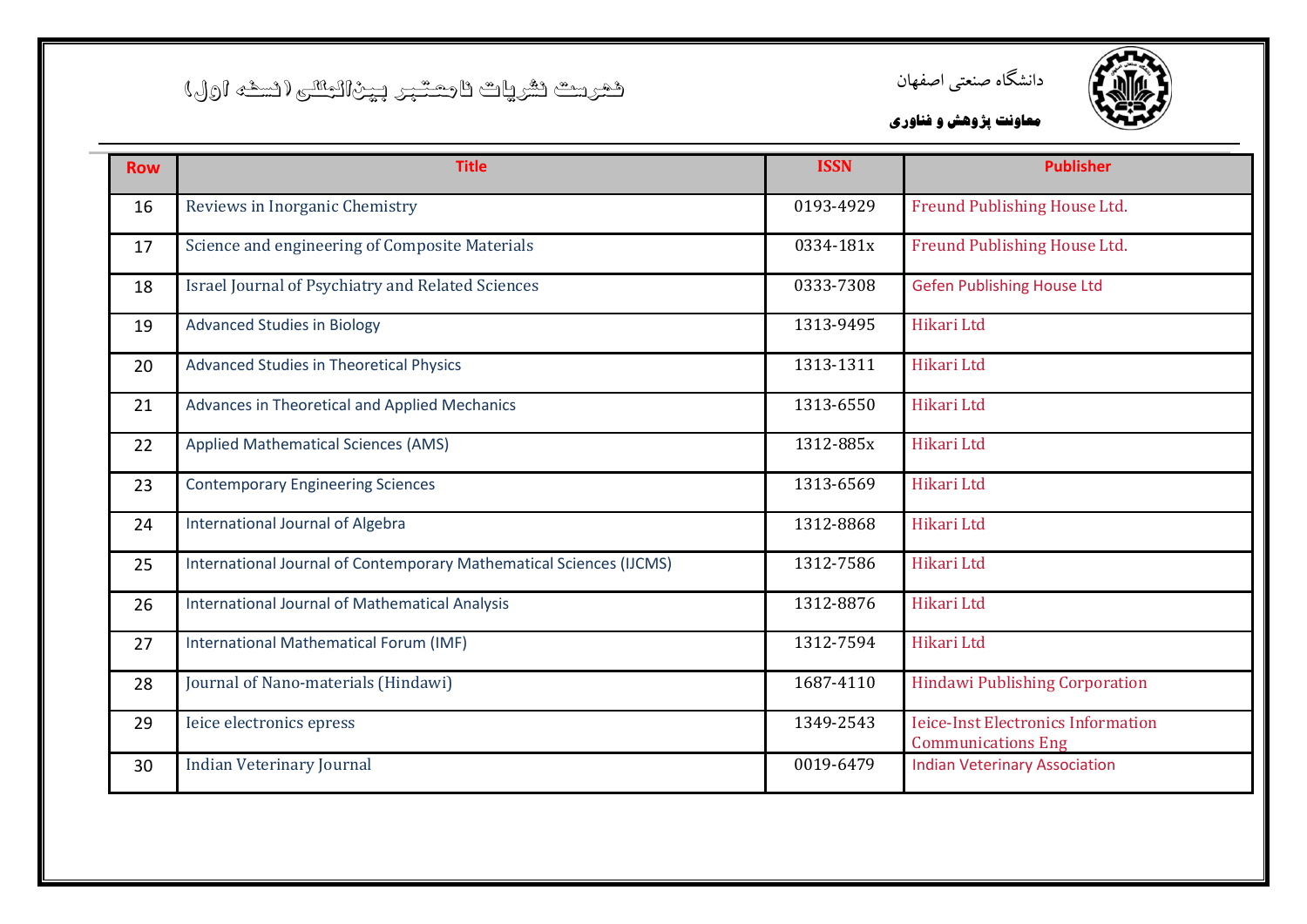| Row | Title | ISSN | Publisher |
|---|---|---|---|
| 16 | Reviews in Inorganic Chemistry | 0193-4929 | Freund Publishing House Ltd. |
| 17 | Science and engineering of Composite Materials | 0334-181x | Freund Publishing House Ltd. |
| 18 | Israel Journal of Psychiatry and Related Sciences | 0333-7308 | Gefen Publishing House Ltd |
| 19 | Advanced Studies in Biology | 1313-9495 | Hikari Ltd |
| 20 | Advanced Studies in Theoretical Physics | 1313-1311 | Hikari Ltd |
| 21 | Advances in Theoretical and Applied Mechanics | 1313-6550 | Hikari Ltd |
| 22 | Applied Mathematical Sciences (AMS) | 1312-885x | Hikari Ltd |
| 23 | Contemporary Engineering Sciences | 1313-6569 | Hikari Ltd |
| 24 | International Journal of Algebra | 1312-8868 | Hikari Ltd |
| 25 | International Journal of Contemporary Mathematical Sciences (IJCMS) | 1312-7586 | Hikari Ltd |
| 26 | International Journal of Mathematical Analysis | 1312-8876 | Hikari Ltd |
| 27 | International Mathematical Forum (IMF) | 1312-7594 | Hikari Ltd |
| 28 | Journal of Nano-materials (Hindawi) | 1687-4110 | Hindawi Publishing Corporation |
| 29 | Ieice electronics epress | 1349-2543 | Ieice-Inst Electronics Information Communications Eng |
| 30 | Indian Veterinary Journal | 0019-6479 | Indian Veterinary Association |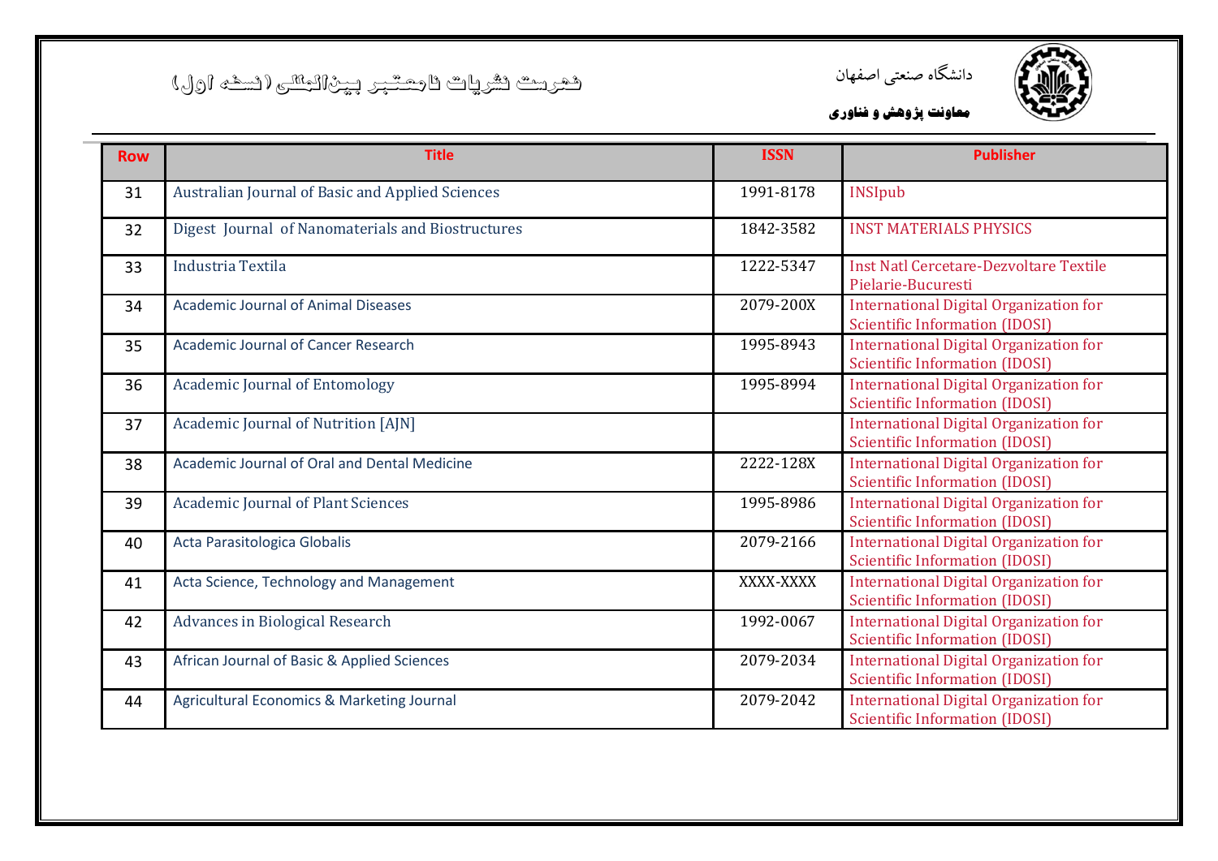| Row | Title | ISSN | Publisher |
|---|---|---|---|
| 31 | Australian Journal of Basic and Applied Sciences | 1991-8178 | INSIpub |
| 32 | Digest Journal of Nanomaterials and Biostructures | 1842-3582 | INST MATERIALS PHYSICS |
| 33 | Industria Textila | 1222-5347 | Inst Natl Cercetare-Dezvoltare Textile Pielarie-Bucuresti |
| 34 | Academic Journal of Animal Diseases | 2079-200X | International Digital Organization for Scientific Information (IDOSI) |
| 35 | Academic Journal of Cancer Research | 1995-8943 | International Digital Organization for Scientific Information (IDOSI) |
| 36 | Academic Journal of Entomology | 1995-8994 | International Digital Organization for Scientific Information (IDOSI) |
| 37 | Academic Journal of Nutrition [AJN] | | International Digital Organization for Scientific Information (IDOSI) |
| 38 | Academic Journal of Oral and Dental Medicine | 2222-128X | International Digital Organization for Scientific Information (IDOSI) |
| 39 | Academic Journal of Plant Sciences | 1995-8986 | International Digital Organization for Scientific Information (IDOSI) |
| 40 | Acta Parasitologica Globalis | 2079-2166 | International Digital Organization for Scientific Information (IDOSI) |
| 41 | Acta Science, Technology and Management | XXXX-XXXX | International Digital Organization for Scientific Information (IDOSI) |
| 42 | Advances in Biological Research | 1992-0067 | International Digital Organization for Scientific Information (IDOSI) |
| 43 | African Journal of Basic & Applied Sciences | 2079-2034 | International Digital Organization for Scientific Information (IDOSI) |
| 44 | Agricultural Economics & Marketing Journal | 2079-2042 | International Digital Organization for Scientific Information (IDOSI) |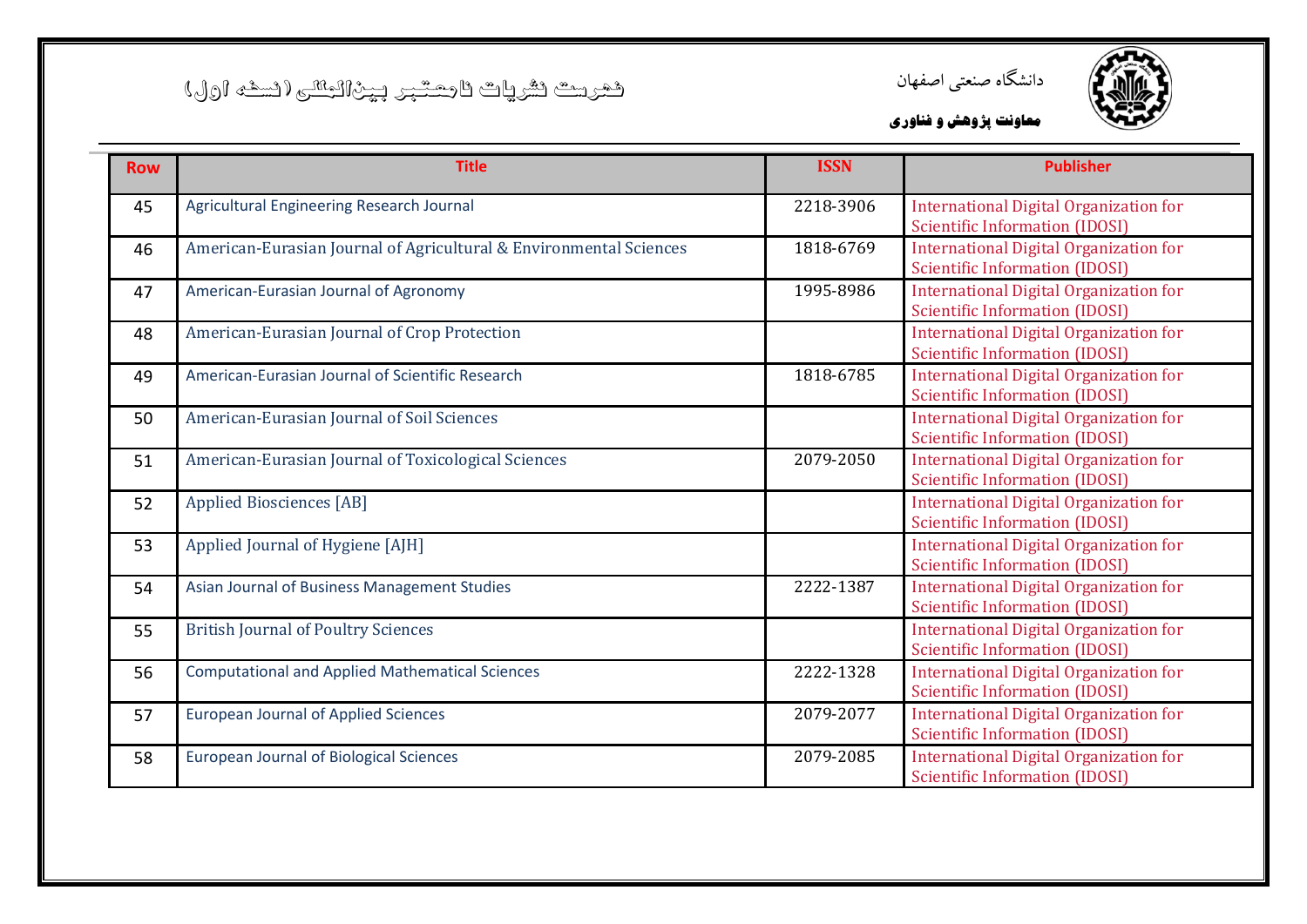فهرست نشریات نامعتبر بین‌المللی (نسخه اول)

دانشگاه صنعتی اصفهان

**معاونت پژوهش و فناوری**

| Row | Title | ISSN | Publisher |
|---|---|---|---|
| 45 | Agricultural Engineering Research Journal | 2218-3906 | International Digital Organization for Scientific Information (IDOSI) |
| 46 | American-Eurasian Journal of Agricultural & Environmental Sciences | 1818-6769 | International Digital Organization for Scientific Information (IDOSI) |
| 47 | American-Eurasian Journal of Agronomy | 1995-8986 | International Digital Organization for Scientific Information (IDOSI) |
| 48 | American-Eurasian Journal of Crop Protection | | International Digital Organization for Scientific Information (IDOSI) |
| 49 | American-Eurasian Journal of Scientific Research | 1818-6785 | International Digital Organization for Scientific Information (IDOSI) |
| 50 | American-Eurasian Journal of Soil Sciences | | International Digital Organization for Scientific Information (IDOSI) |
| 51 | American-Eurasian Journal of Toxicological Sciences | 2079-2050 | International Digital Organization for Scientific Information (IDOSI) |
| 52 | Applied Biosciences [AB] | | International Digital Organization for Scientific Information (IDOSI) |
| 53 | Applied Journal of Hygiene [AJH] | | International Digital Organization for Scientific Information (IDOSI) |
| 54 | Asian Journal of Business Management Studies | 2222-1387 | International Digital Organization for Scientific Information (IDOSI) |
| 55 | British Journal of Poultry Sciences | | International Digital Organization for Scientific Information (IDOSI) |
| 56 | Computational and Applied Mathematical Sciences | 2222-1328 | International Digital Organization for Scientific Information (IDOSI) |
| 57 | European Journal of Applied Sciences | 2079-2077 | International Digital Organization for Scientific Information (IDOSI) |
| 58 | European Journal of Biological Sciences | 2079-2085 | International Digital Organization for Scientific Information (IDOSI) |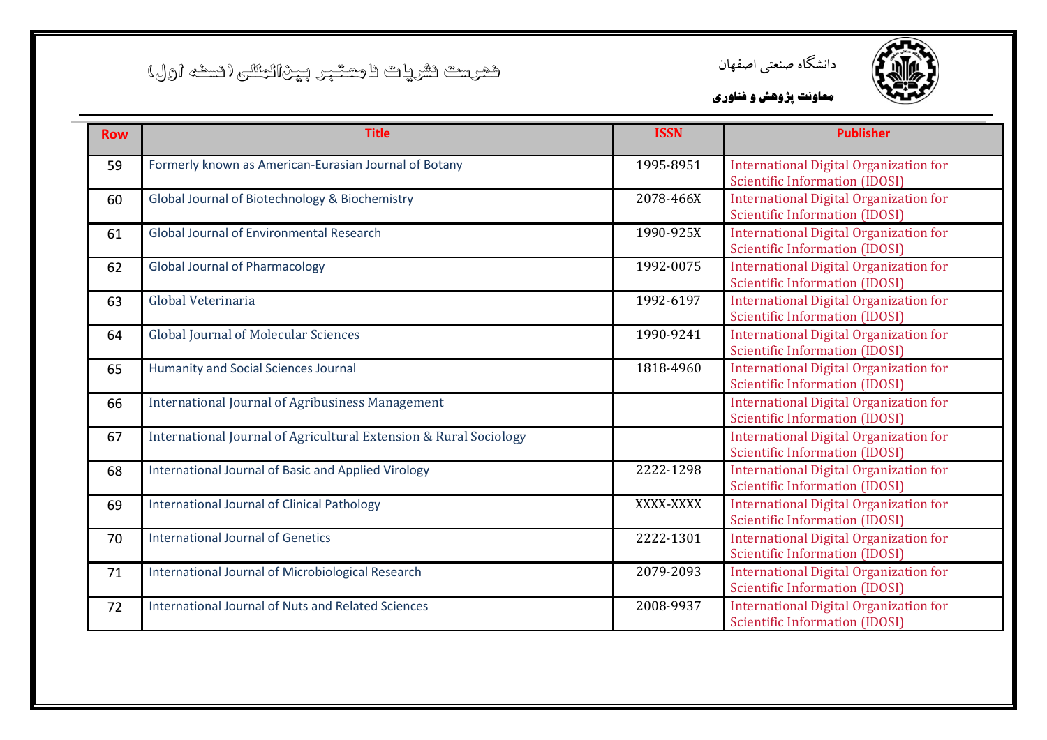دانشگاه صنعتی اصفهان

**معاونت پژوهش و فناوری**

# فهرست نشریات نامعتبر بین‌المللی (نسخه اول)

| Row | Title | ISSN | Publisher |
|---|---|---|---|
| 59 | Formerly known as American-Eurasian Journal of Botany | 1995-8951 | International Digital Organization for Scientific Information (IDOSI) |
| 60 | Global Journal of Biotechnology & Biochemistry | 2078-466X | International Digital Organization for Scientific Information (IDOSI) |
| 61 | Global Journal of Environmental Research | 1990-925X | International Digital Organization for Scientific Information (IDOSI) |
| 62 | Global Journal of Pharmacology | 1992-0075 | International Digital Organization for Scientific Information (IDOSI) |
| 63 | Global Veterinaria | 1992-6197 | International Digital Organization for Scientific Information (IDOSI) |
| 64 | Global Journal of Molecular Sciences | 1990-9241 | International Digital Organization for Scientific Information (IDOSI) |
| 65 | Humanity and Social Sciences Journal | 1818-4960 | International Digital Organization for Scientific Information (IDOSI) |
| 66 | International Journal of Agribusiness Management | | International Digital Organization for Scientific Information (IDOSI) |
| 67 | International Journal of Agricultural Extension & Rural Sociology | | International Digital Organization for Scientific Information (IDOSI) |
| 68 | International Journal of Basic and Applied Virology | 2222-1298 | International Digital Organization for Scientific Information (IDOSI) |
| 69 | International Journal of Clinical Pathology | XXXX-XXXX | International Digital Organization for Scientific Information (IDOSI) |
| 70 | International Journal of Genetics | 2222-1301 | International Digital Organization for Scientific Information (IDOSI) |
| 71 | International Journal of Microbiological Research | 2079-2093 | International Digital Organization for Scientific Information (IDOSI) |
| 72 | International Journal of Nuts and Related Sciences | 2008-9937 | International Digital Organization for Scientific Information (IDOSI) |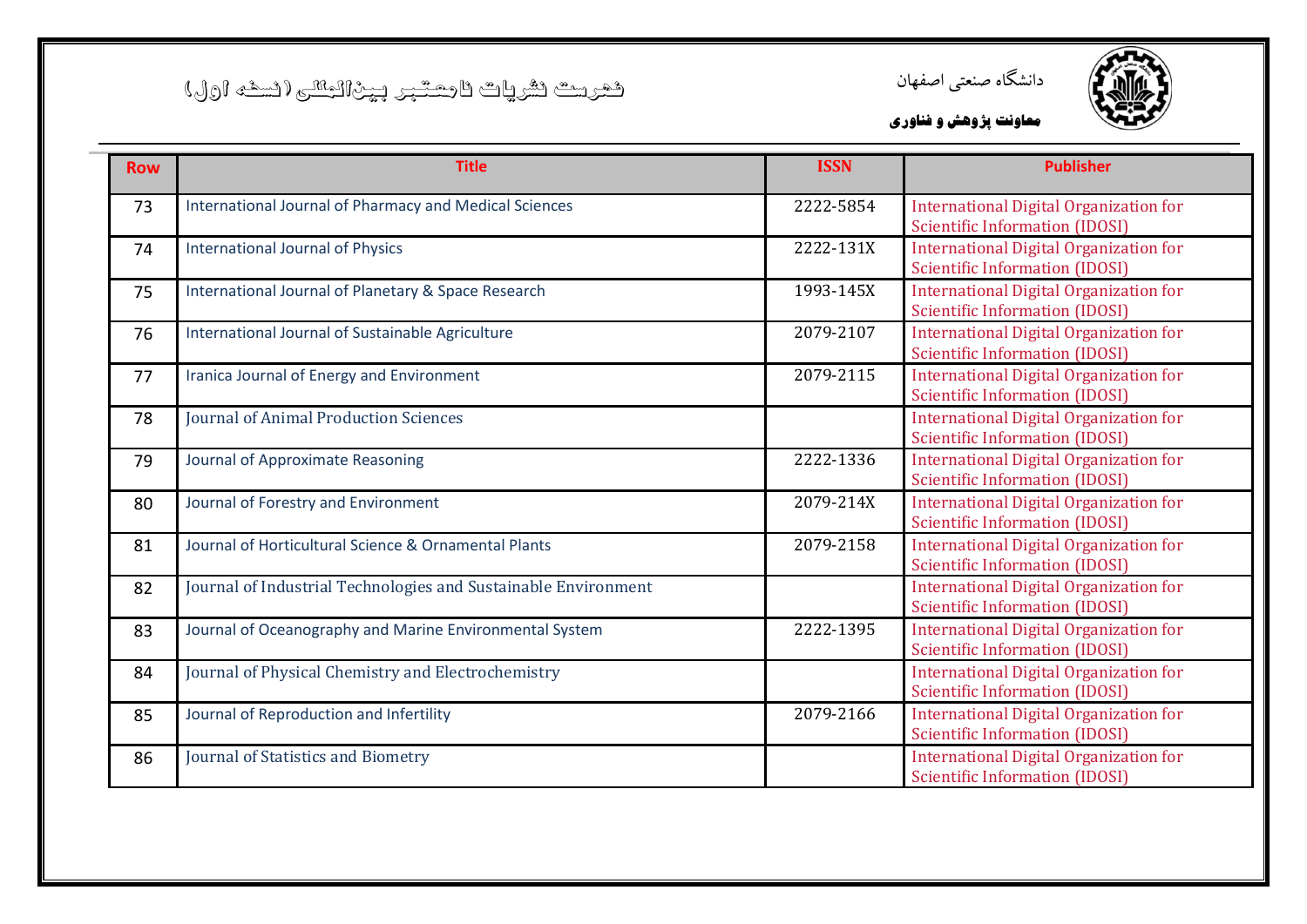دانشگاه صنعتی اصفهان

**معاونت پژوهش و فناوری**

# فهرست نشریات نامعتبر بین‌المللی (نسخه اول)

| Row | Title | ISSN | Publisher |
|---|---|---|---|
| 73 | International Journal of Pharmacy and Medical Sciences | 2222-5854 | International Digital Organization for Scientific Information (IDOSI) |
| 74 | International Journal of Physics | 2222-131X | International Digital Organization for Scientific Information (IDOSI) |
| 75 | International Journal of Planetary & Space Research | 1993-145X | International Digital Organization for Scientific Information (IDOSI) |
| 76 | International Journal of Sustainable Agriculture | 2079-2107 | International Digital Organization for Scientific Information (IDOSI) |
| 77 | Iranica Journal of Energy and Environment | 2079-2115 | International Digital Organization for Scientific Information (IDOSI) |
| 78 | Journal of Animal Production Sciences | | International Digital Organization for Scientific Information (IDOSI) |
| 79 | Journal of Approximate Reasoning | 2222-1336 | International Digital Organization for Scientific Information (IDOSI) |
| 80 | Journal of Forestry and Environment | 2079-214X | International Digital Organization for Scientific Information (IDOSI) |
| 81 | Journal of Horticultural Science & Ornamental Plants | 2079-2158 | International Digital Organization for Scientific Information (IDOSI) |
| 82 | Journal of Industrial Technologies and Sustainable Environment | | International Digital Organization for Scientific Information (IDOSI) |
| 83 | Journal of Oceanography and Marine Environmental System | 2222-1395 | International Digital Organization for Scientific Information (IDOSI) |
| 84 | Journal of Physical Chemistry and Electrochemistry | | International Digital Organization for Scientific Information (IDOSI) |
| 85 | Journal of Reproduction and Infertility | 2079-2166 | International Digital Organization for Scientific Information (IDOSI) |
| 86 | Journal of Statistics and Biometry | | International Digital Organization for Scientific Information (IDOSI) |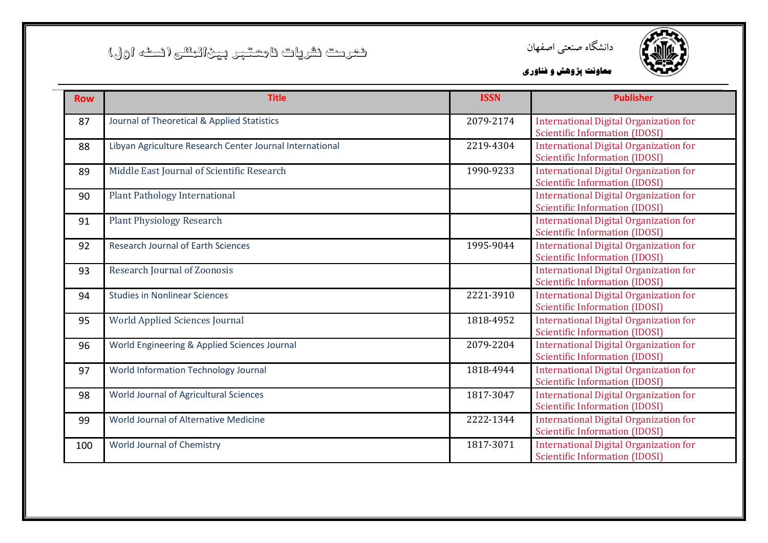| Row | Title | ISSN | Publisher |
|---|---|---|---|
| 87 | Journal of Theoretical & Applied Statistics | 2079-2174 | International Digital Organization for Scientific Information (IDOSI) |
| 88 | Libyan Agriculture Research Center Journal International | 2219-4304 | International Digital Organization for Scientific Information (IDOSI) |
| 89 | Middle East Journal of Scientific Research | 1990-9233 | International Digital Organization for Scientific Information (IDOSI) |
| 90 | Plant Pathology International | | International Digital Organization for Scientific Information (IDOSI) |
| 91 | Plant Physiology Research | | International Digital Organization for Scientific Information (IDOSI) |
| 92 | Research Journal of Earth Sciences | 1995-9044 | International Digital Organization for Scientific Information (IDOSI) |
| 93 | Research Journal of Zoonosis | | International Digital Organization for Scientific Information (IDOSI) |
| 94 | Studies in Nonlinear Sciences | 2221-3910 | International Digital Organization for Scientific Information (IDOSI) |
| 95 | World Applied Sciences Journal | 1818-4952 | International Digital Organization for Scientific Information (IDOSI) |
| 96 | World Engineering & Applied Sciences Journal | 2079-2204 | International Digital Organization for Scientific Information (IDOSI) |
| 97 | World Information Technology Journal | 1818-4944 | International Digital Organization for Scientific Information (IDOSI) |
| 98 | World Journal of Agricultural Sciences | 1817-3047 | International Digital Organization for Scientific Information (IDOSI) |
| 99 | World Journal of Alternative Medicine | 2222-1344 | International Digital Organization for Scientific Information (IDOSI) |
| 100 | World Journal of Chemistry | 1817-3071 | International Digital Organization for Scientific Information (IDOSI) |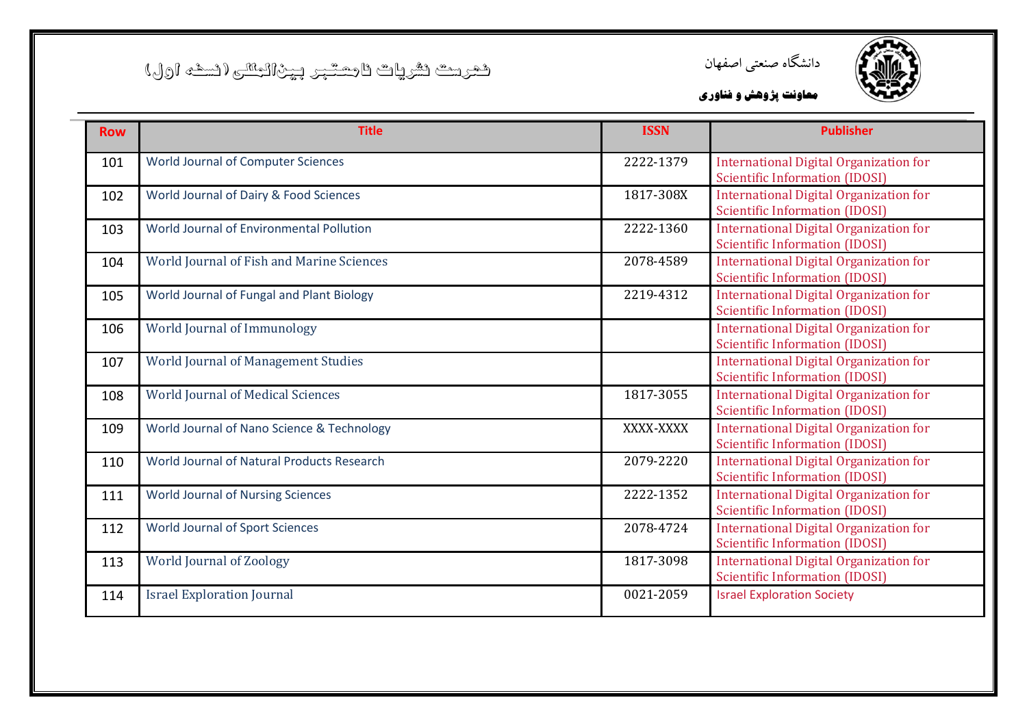دانشگاه صنعتی اصفهان

**معاونت پژوهش و فناوری**

# فهرست نشریات نامعتبر بین‌المللی (نسخه اول)

| Row | Title | ISSN | Publisher |
|---|---|---|---|
| 101 | World Journal of Computer Sciences | 2222-1379 | International Digital Organization for Scientific Information (IDOSI) |
| 102 | World Journal of Dairy & Food Sciences | 1817-308X | International Digital Organization for Scientific Information (IDOSI) |
| 103 | World Journal of Environmental Pollution | 2222-1360 | International Digital Organization for Scientific Information (IDOSI) |
| 104 | World Journal of Fish and Marine Sciences | 2078-4589 | International Digital Organization for Scientific Information (IDOSI) |
| 105 | World Journal of Fungal and Plant Biology | 2219-4312 | International Digital Organization for Scientific Information (IDOSI) |
| 106 | World Journal of Immunology | | International Digital Organization for Scientific Information (IDOSI) |
| 107 | World Journal of Management Studies | | International Digital Organization for Scientific Information (IDOSI) |
| 108 | World Journal of Medical Sciences | 1817-3055 | International Digital Organization for Scientific Information (IDOSI) |
| 109 | World Journal of Nano Science & Technology | XXXX-XXXX | International Digital Organization for Scientific Information (IDOSI) |
| 110 | World Journal of Natural Products Research | 2079-2220 | International Digital Organization for Scientific Information (IDOSI) |
| 111 | World Journal of Nursing Sciences | 2222-1352 | International Digital Organization for Scientific Information (IDOSI) |
| 112 | World Journal of Sport Sciences | 2078-4724 | International Digital Organization for Scientific Information (IDOSI) |
| 113 | World Journal of Zoology | 1817-3098 | International Digital Organization for Scientific Information (IDOSI) |
| 114 | Israel Exploration Journal | 0021-2059 | Israel Exploration Society |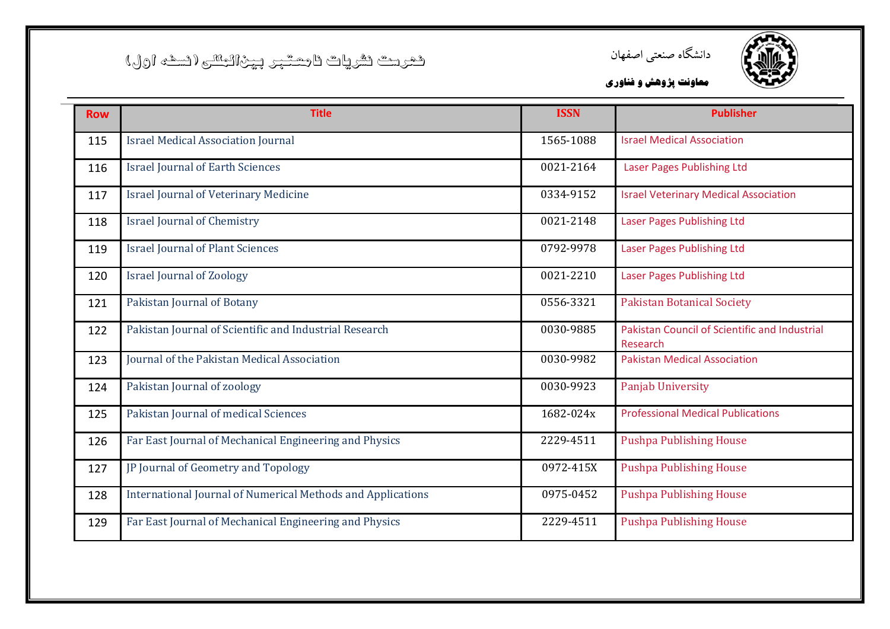فهرست نشریات نامعتبر بین‌المللی (نسخه اول)

دانشگاه صنعتی اصفهان

**معاونت پژوهش و فناوری**

| Row | Title | ISSN | Publisher |
|---|---|---|---|
| 115 | Israel Medical Association Journal | 1565-1088 | Israel Medical Association |
| 116 | Israel Journal of Earth Sciences | 0021-2164 | Laser Pages Publishing Ltd |
| 117 | Israel Journal of Veterinary Medicine | 0334-9152 | Israel Veterinary Medical Association |
| 118 | Israel Journal of Chemistry | 0021-2148 | Laser Pages Publishing Ltd |
| 119 | Israel Journal of Plant Sciences | 0792-9978 | Laser Pages Publishing Ltd |
| 120 | Israel Journal of Zoology | 0021-2210 | Laser Pages Publishing Ltd |
| 121 | Pakistan Journal of Botany | 0556-3321 | Pakistan Botanical Society |
| 122 | Pakistan Journal of Scientific and Industrial Research | 0030-9885 | Pakistan Council of Scientific and Industrial Research |
| 123 | Journal of the Pakistan Medical Association | 0030-9982 | Pakistan Medical Association |
| 124 | Pakistan Journal of zoology | 0030-9923 | Panjab University |
| 125 | Pakistan Journal of medical Sciences | 1682-024x | Professional Medical Publications |
| 126 | Far East Journal of Mechanical Engineering and Physics | 2229-4511 | Pushpa Publishing House |
| 127 | JP Journal of Geometry and Topology | 0972-415X | Pushpa Publishing House |
| 128 | International Journal of Numerical Methods and Applications | 0975-0452 | Pushpa Publishing House |
| 129 | Far East Journal of Mechanical Engineering and Physics | 2229-4511 | Pushpa Publishing House |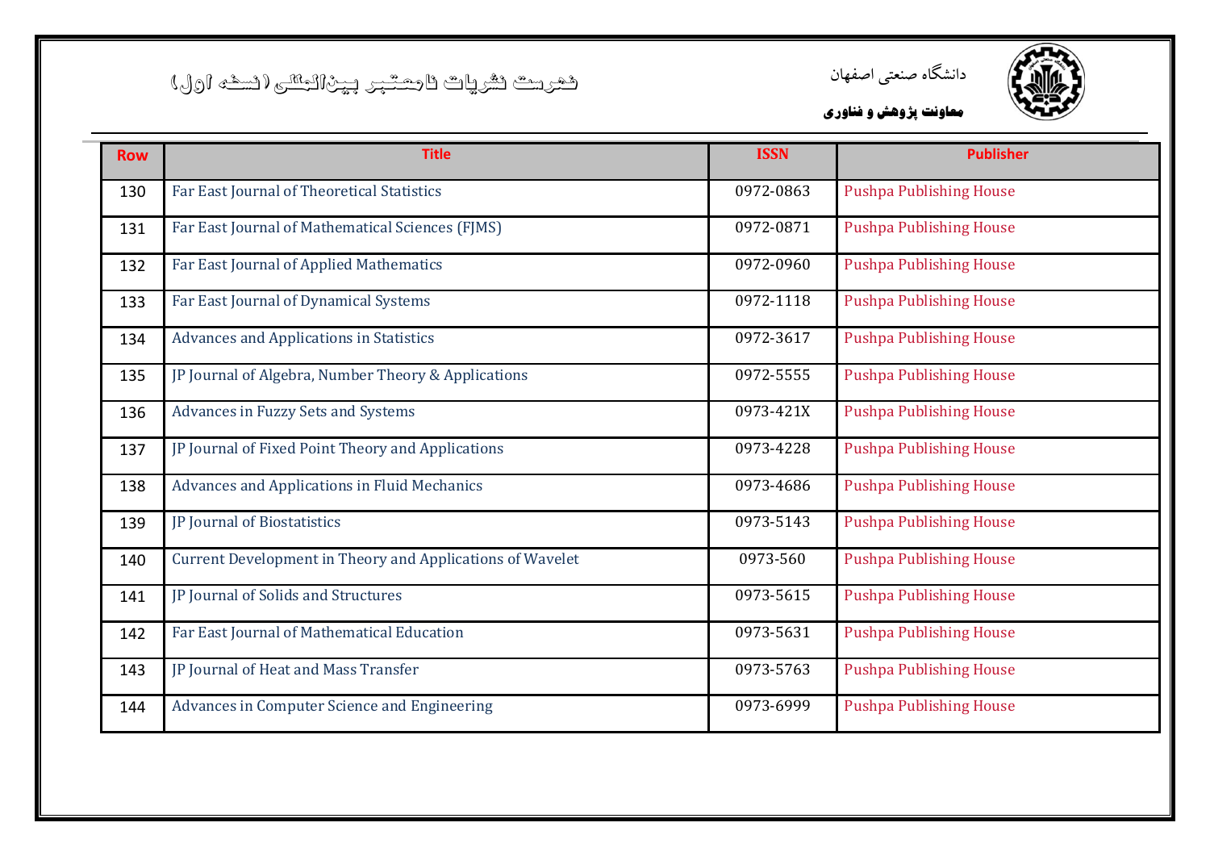| Row | Title | ISSN | Publisher |
|---|---|---|---|
| 130 | Far East Journal of Theoretical Statistics | 0972-0863 | Pushpa Publishing House |
| 131 | Far East Journal of Mathematical Sciences (FJMS) | 0972-0871 | Pushpa Publishing House |
| 132 | Far East Journal of Applied Mathematics | 0972-0960 | Pushpa Publishing House |
| 133 | Far East Journal of Dynamical Systems | 0972-1118 | Pushpa Publishing House |
| 134 | Advances and Applications in Statistics | 0972-3617 | Pushpa Publishing House |
| 135 | JP Journal of Algebra, Number Theory & Applications | 0972-5555 | Pushpa Publishing House |
| 136 | Advances in Fuzzy Sets and Systems | 0973-421X | Pushpa Publishing House |
| 137 | JP Journal of Fixed Point Theory and Applications | 0973-4228 | Pushpa Publishing House |
| 138 | Advances and Applications in Fluid Mechanics | 0973-4686 | Pushpa Publishing House |
| 139 | JP Journal of Biostatistics | 0973-5143 | Pushpa Publishing House |
| 140 | Current Development in Theory and Applications of Wavelet | 0973-560 | Pushpa Publishing House |
| 141 | JP Journal of Solids and Structures | 0973-5615 | Pushpa Publishing House |
| 142 | Far East Journal of Mathematical Education | 0973-5631 | Pushpa Publishing House |
| 143 | JP Journal of Heat and Mass Transfer | 0973-5763 | Pushpa Publishing House |
| 144 | Advances in Computer Science and Engineering | 0973-6999 | Pushpa Publishing House |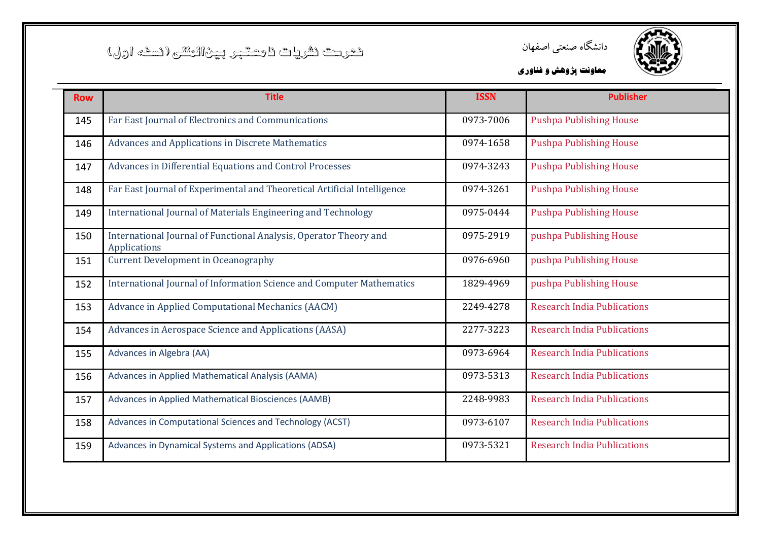| Row | Title | ISSN | Publisher |
|---|---|---|---|
| 145 | Far East Journal of Electronics and Communications | 0973-7006 | Pushpa Publishing House |
| 146 | Advances and Applications in Discrete Mathematics | 0974-1658 | Pushpa Publishing House |
| 147 | Advances in Differential Equations and Control Processes | 0974-3243 | Pushpa Publishing House |
| 148 | Far East Journal of Experimental and Theoretical Artificial Intelligence | 0974-3261 | Pushpa Publishing House |
| 149 | International Journal of Materials Engineering and Technology | 0975-0444 | Pushpa Publishing House |
| 150 | International Journal of Functional Analysis, Operator Theory and Applications | 0975-2919 | pushpa Publishing House |
| 151 | Current Development in Oceanography | 0976-6960 | pushpa Publishing House |
| 152 | International Journal of Information Science and Computer Mathematics | 1829-4969 | pushpa Publishing House |
| 153 | Advance in Applied Computational Mechanics (AACM) | 2249-4278 | Research India Publications |
| 154 | Advances in Aerospace Science and Applications (AASA) | 2277-3223 | Research India Publications |
| 155 | Advances in Algebra (AA) | 0973-6964 | Research India Publications |
| 156 | Advances in Applied Mathematical Analysis (AAMA) | 0973-5313 | Research India Publications |
| 157 | Advances in Applied Mathematical Biosciences (AAMB) | 2248-9983 | Research India Publications |
| 158 | Advances in Computational Sciences and Technology (ACST) | 0973-6107 | Research India Publications |
| 159 | Advances in Dynamical Systems and Applications (ADSA) | 0973-5321 | Research India Publications |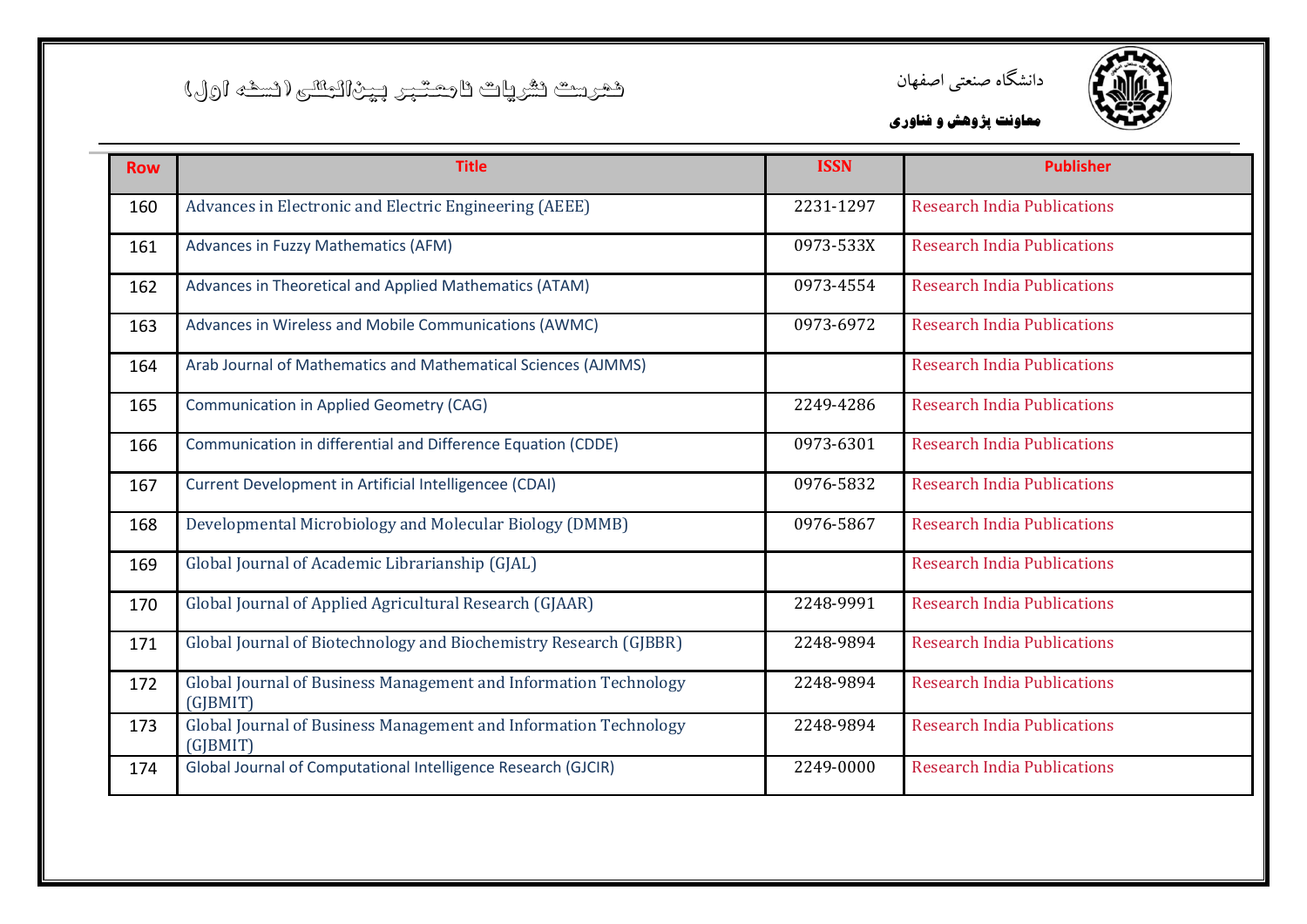| Row | Title | ISSN | Publisher |
|---|---|---|---|
| 160 | Advances in Electronic and Electric Engineering (AEEE) | 2231-1297 | Research India Publications |
| 161 | Advances in Fuzzy Mathematics (AFM) | 0973-533X | Research India Publications |
| 162 | Advances in Theoretical and Applied Mathematics (ATAM) | 0973-4554 | Research India Publications |
| 163 | Advances in Wireless and Mobile Communications (AWMC) | 0973-6972 | Research India Publications |
| 164 | Arab Journal of Mathematics and Mathematical Sciences (AJMMS) | | Research India Publications |
| 165 | Communication in Applied Geometry (CAG) | 2249-4286 | Research India Publications |
| 166 | Communication in differential and Difference Equation (CDDE) | 0973-6301 | Research India Publications |
| 167 | Current Development in Artificial Intelligencee (CDAI) | 0976-5832 | Research India Publications |
| 168 | Developmental Microbiology and Molecular Biology (DMMB) | 0976-5867 | Research India Publications |
| 169 | Global Journal of Academic Librarianship (GJAL) | | Research India Publications |
| 170 | Global Journal of Applied Agricultural Research (GJAAR) | 2248-9991 | Research India Publications |
| 171 | Global Journal of Biotechnology and Biochemistry Research (GJBBR) | 2248-9894 | Research India Publications |
| 172 | Global Journal of Business Management and Information Technology (GJBMIT) | 2248-9894 | Research India Publications |
| 173 | Global Journal of Business Management and Information Technology (GJBMIT) | 2248-9894 | Research India Publications |
| 174 | Global Journal of Computational Intelligence Research (GJCIR) | 2249-0000 | Research India Publications |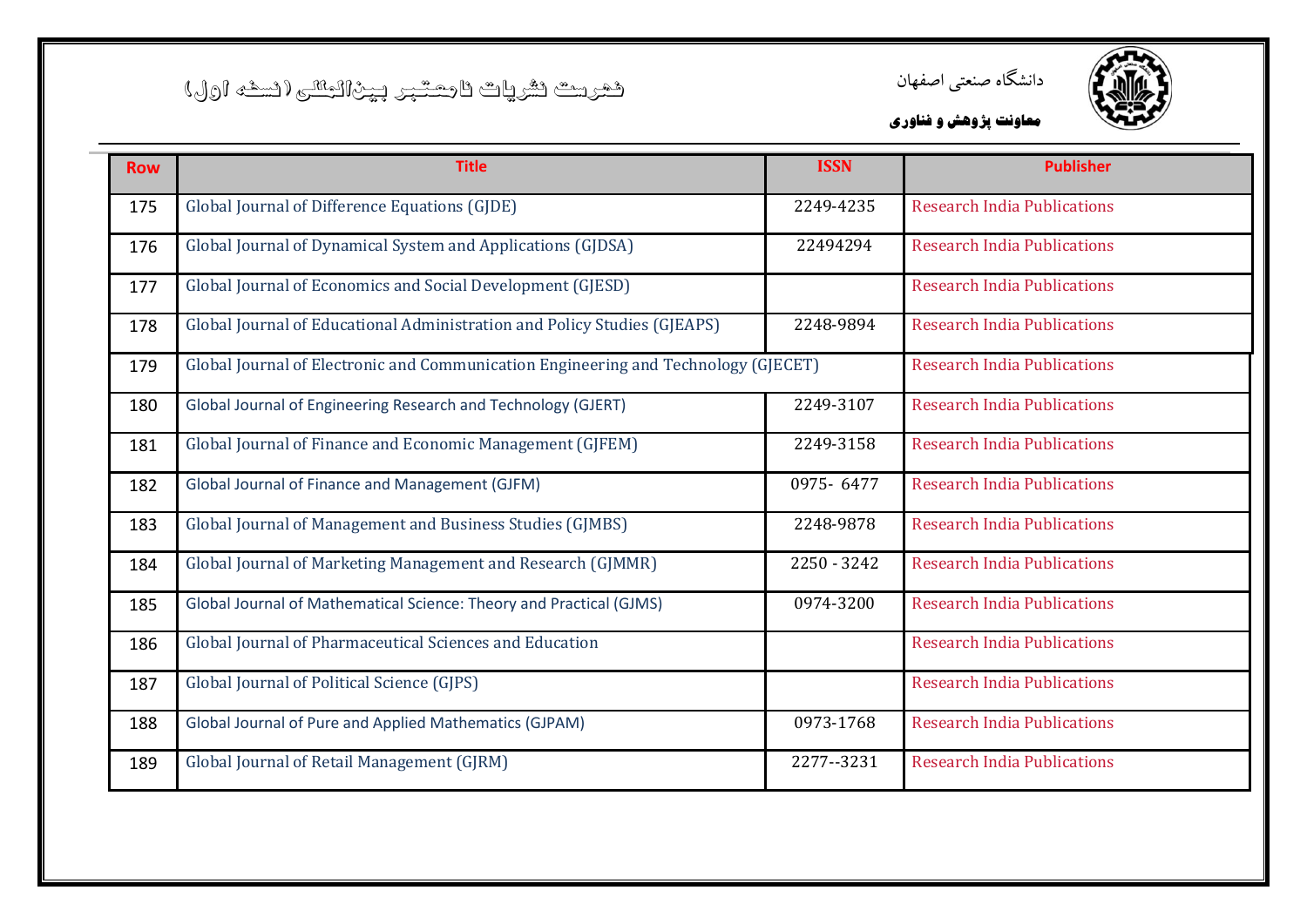دانشگاه صنعتی اصفهان

**معاونت پژوهش و فناوری**

# فهرست نشریات نامعتبر بین‌المللی (نسخه اول)

| Row | Title | ISSN | Publisher |
|---|---|---|---|
| 175 | Global Journal of Difference Equations (GJDE) | 2249-4235 | Research India Publications |
| 176 | Global Journal of Dynamical System and Applications (GJDSA) | 22494294 | Research India Publications |
| 177 | Global Journal of Economics and Social Development (GJESD) | | Research India Publications |
| 178 | Global Journal of Educational Administration and Policy Studies (GJEAPS) | 2248-9894 | Research India Publications |
| 179 | Global Journal of Electronic and Communication Engineering and Technology (GJECET) | | Research India Publications |
| 180 | Global Journal of Engineering Research and Technology (GJERT) | 2249-3107 | Research India Publications |
| 181 | Global Journal of Finance and Economic Management (GJFEM) | 2249-3158 | Research India Publications |
| 182 | Global Journal of Finance and Management (GJFM) | 0975- 6477 | Research India Publications |
| 183 | Global Journal of Management and Business Studies (GJMBS) | 2248-9878 | Research India Publications |
| 184 | Global Journal of Marketing Management and Research (GJMMR) | 2250 - 3242 | Research India Publications |
| 185 | Global Journal of Mathematical Science: Theory and Practical (GJMS) | 0974-3200 | Research India Publications |
| 186 | Global Journal of Pharmaceutical Sciences and Education | | Research India Publications |
| 187 | Global Journal of Political Science (GJPS) | | Research India Publications |
| 188 | Global Journal of Pure and Applied Mathematics (GJPAM) | 0973-1768 | Research India Publications |
| 189 | Global Journal of Retail Management (GJRM) | 2277--3231 | Research India Publications |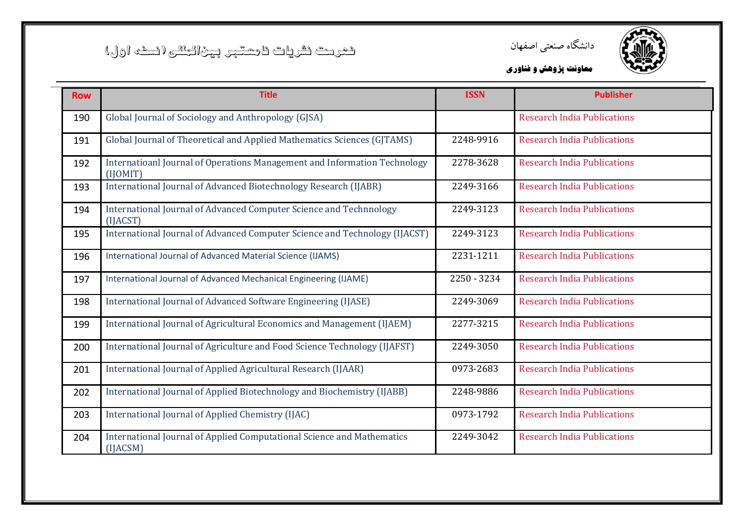| Row | Title | ISSN | Publisher |
|---|---|---|---|
| 190 | Global Journal of Sociology and Anthropology (GJSA) | | Research India Publications |
| 191 | Global Journal of Theoretical and Applied Mathematics Sciences (GJTAMS) | 2248-9916 | Research India Publications |
| 192 | Internatioanl Journal of Operations Management and Information Technology (IJOMIT) | 2278-3628 | Research India Publications |
| 193 | International Journal of Advanced Biotechnology Research (IJABR) | 2249-3166 | Research India Publications |
| 194 | International Journal of Advanced Computer Science and Technnology (IJACST) | 2249-3123 | Research India Publications |
| 195 | International Journal of Advanced Computer Science and Technology (IJACST) | 2249-3123 | Research India Publications |
| 196 | International Journal of Advanced Material Science (IJAMS) | 2231-1211 | Research India Publications |
| 197 | International Journal of Advanced Mechanical Engineering (IJAME) | 2250 - 3234 | Research India Publications |
| 198 | International Journal of Advanced Software Engineering (IJASE) | 2249-3069 | Research India Publications |
| 199 | International Journal of Agricultural Economics and Management (IJAEM) | 2277-3215 | Research India Publications |
| 200 | International Journal of Agriculture and Food Science Technology (IJAFST) | 2249-3050 | Research India Publications |
| 201 | International Journal of Applied Agricultural Research (IJAAR) | 0973-2683 | Research India Publications |
| 202 | International Journal of Applied Biotechnology and Biochemistry (IJABB) | 2248-9886 | Research India Publications |
| 203 | International Journal of Applied Chemistry (IJAC) | 0973-1792 | Research India Publications |
| 204 | International Journal of Applied Computational Science and Mathematics (IJACSM) | 2249-3042 | Research India Publications |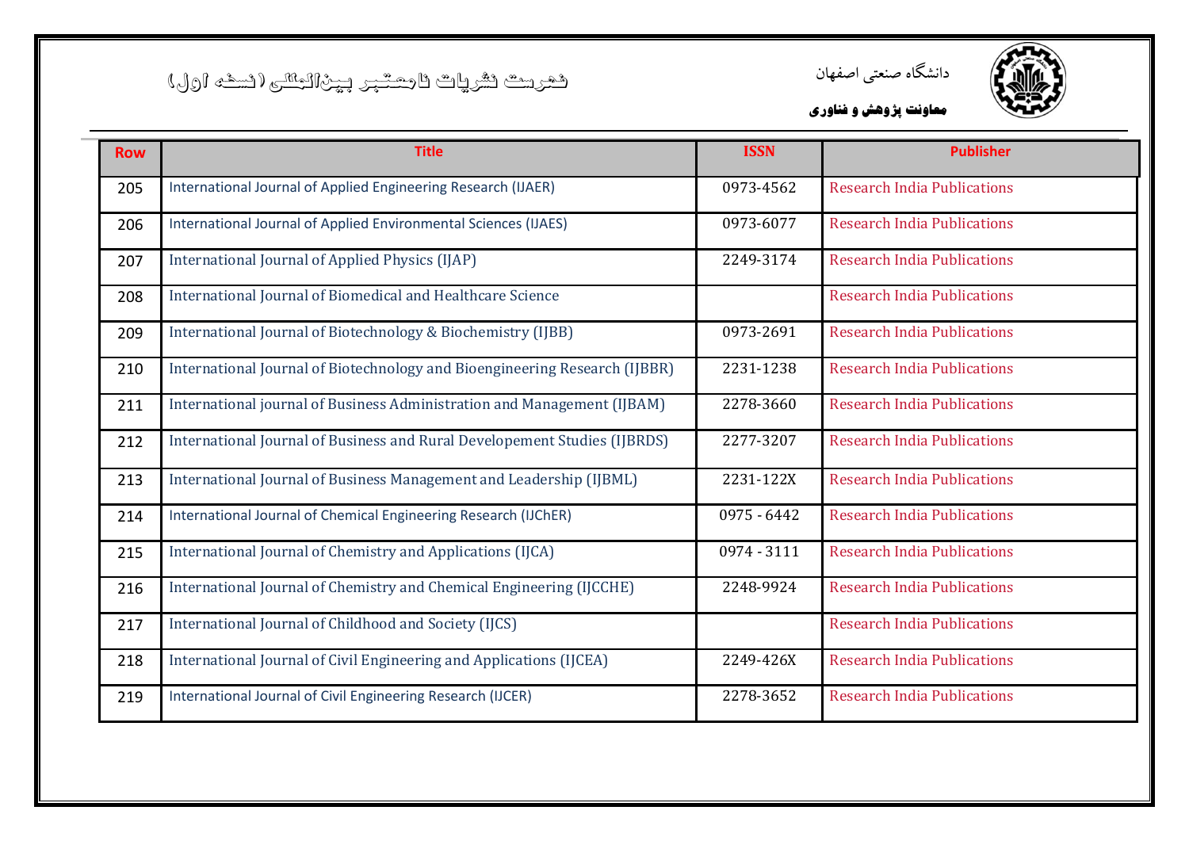دانشگاه صنعتی اصفهان

**معاونت پژوهش و فناوری**

فهرست نشریات نامعتبر بین‌المللی (نسخه اول)

| Row | Title | ISSN | Publisher |
|---|---|---|---|
| 205 | International Journal of Applied Engineering Research (IJAER) | 0973-4562 | Research India Publications |
| 206 | International Journal of Applied Environmental Sciences (IJAES) | 0973-6077 | Research India Publications |
| 207 | International Journal of Applied Physics (IJAP) | 2249-3174 | Research India Publications |
| 208 | International Journal of Biomedical and Healthcare Science | | Research India Publications |
| 209 | International Journal of Biotechnology & Biochemistry (IJBB) | 0973-2691 | Research India Publications |
| 210 | International Journal of Biotechnology and Bioengineering Research (IJBBR) | 2231-1238 | Research India Publications |
| 211 | International journal of Business Administration and Management (IJBAM) | 2278-3660 | Research India Publications |
| 212 | International Journal of Business and Rural Developement Studies (IJBRDS) | 2277-3207 | Research India Publications |
| 213 | International Journal of Business Management and Leadership (IJBML) | 2231-122X | Research India Publications |
| 214 | International Journal of Chemical Engineering Research (IJChER) | 0975 - 6442 | Research India Publications |
| 215 | International Journal of Chemistry and Applications (IJCA) | 0974 - 3111 | Research India Publications |
| 216 | International Journal of Chemistry and Chemical Engineering (IJCCHE) | 2248-9924 | Research India Publications |
| 217 | International Journal of Childhood and Society (IJCS) | | Research India Publications |
| 218 | International Journal of Civil Engineering and Applications (IJCEA) | 2249-426X | Research India Publications |
| 219 | International Journal of Civil Engineering Research (IJCER) | 2278-3652 | Research India Publications |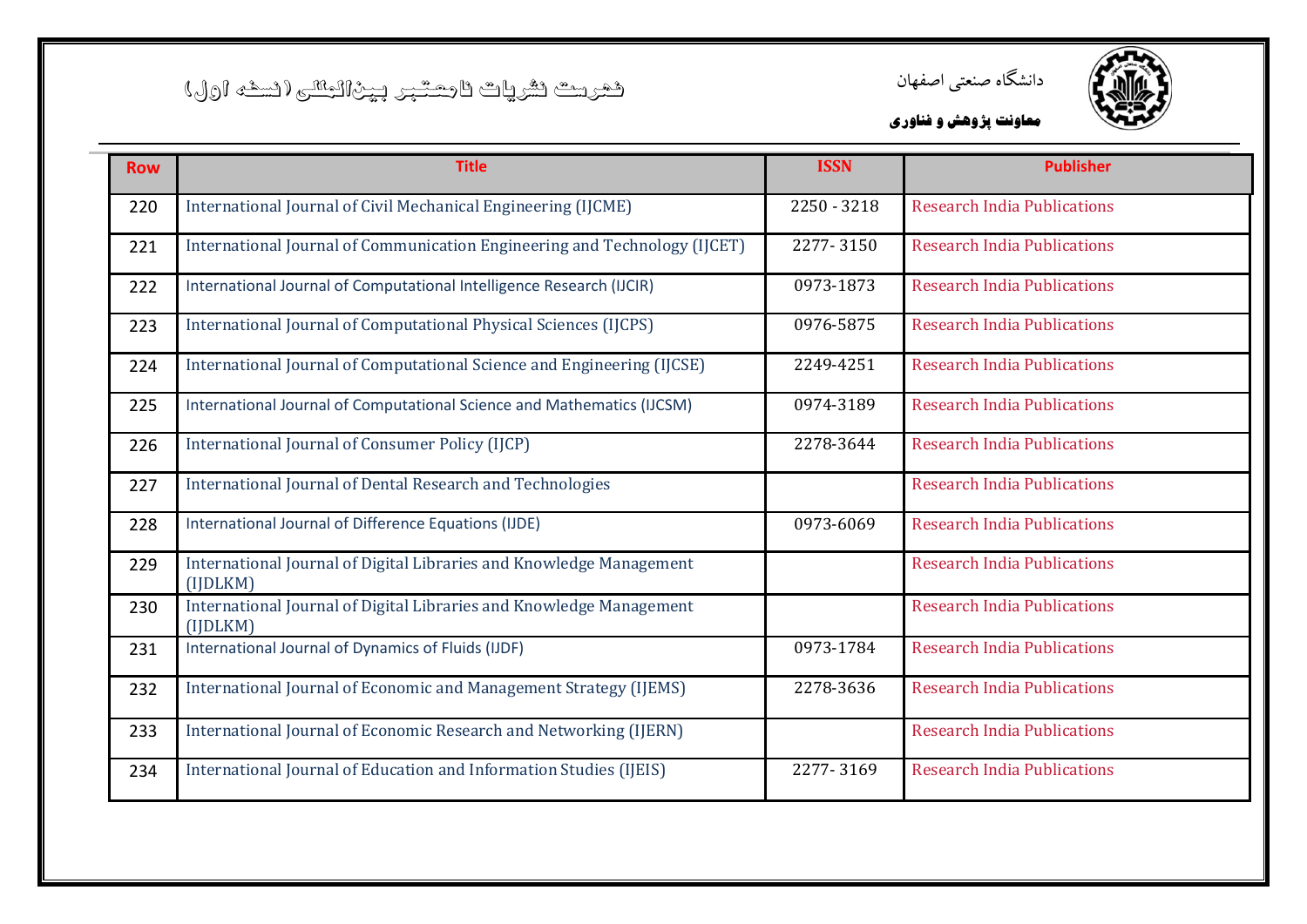فهرست نشریات نامعتبر بین‌المللی (نسخه اول)

دانشگاه صنعتی اصفهان

**معاونت پژوهش و فناوری**

| Row | Title | ISSN | Publisher |
|---|---|---|---|
| 220 | International Journal of Civil Mechanical Engineering (IJCME) | 2250 - 3218 | Research India Publications |
| 221 | International Journal of Communication Engineering and Technology (IJCET) | 2277- 3150 | Research India Publications |
| 222 | International Journal of Computational Intelligence Research (IJCIR) | 0973-1873 | Research India Publications |
| 223 | International Journal of Computational Physical Sciences (IJCPS) | 0976-5875 | Research India Publications |
| 224 | International Journal of Computational Science and Engineering (IJCSE) | 2249-4251 | Research India Publications |
| 225 | International Journal of Computational Science and Mathematics (IJCSM) | 0974-3189 | Research India Publications |
| 226 | International Journal of Consumer Policy (IJCP) | 2278-3644 | Research India Publications |
| 227 | International Journal of Dental Research and Technologies | | Research India Publications |
| 228 | International Journal of Difference Equations (IJDE) | 0973-6069 | Research India Publications |
| 229 | International Journal of Digital Libraries and Knowledge Management (IJDLKM) | | Research India Publications |
| 230 | International Journal of Digital Libraries and Knowledge Management (IJDLKM) | | Research India Publications |
| 231 | International Journal of Dynamics of Fluids (IJDF) | 0973-1784 | Research India Publications |
| 232 | International Journal of Economic and Management Strategy (IJEMS) | 2278-3636 | Research India Publications |
| 233 | International Journal of Economic Research and Networking (IJERN) | | Research India Publications |
| 234 | International Journal of Education and Information Studies (IJEIS) | 2277- 3169 | Research India Publications |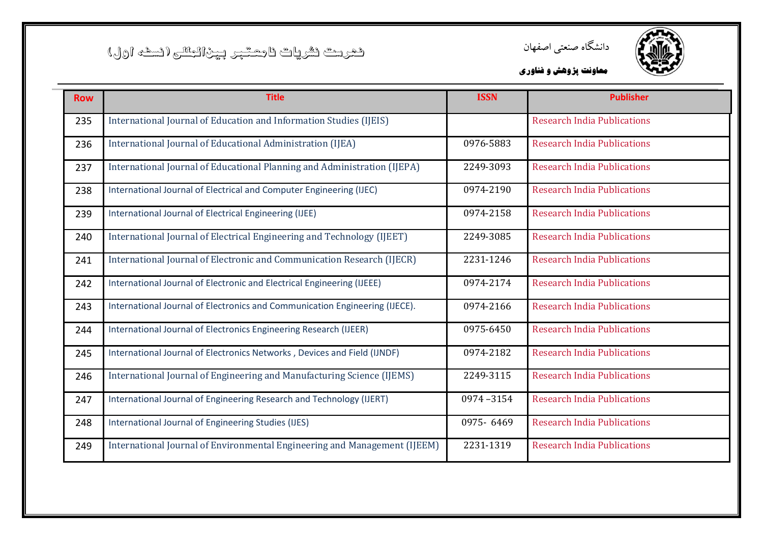فهرست نشریات نامعتبر بین‌المللی (نسخه اول)

دانشگاه صنعتی اصفهان

**معاونت پژوهش و فناوری**

| Row | Title | ISSN | Publisher |
|---|---|---|---|
| 235 | International Journal of Education and Information Studies (IJEIS) | | Research India Publications |
| 236 | International Journal of Educational Administration (IJEA) | 0976-5883 | Research India Publications |
| 237 | International Journal of Educational Planning and Administration (IJEPA) | 2249-3093 | Research India Publications |
| 238 | International Journal of Electrical and Computer Engineering (IJEC) | 0974-2190 | Research India Publications |
| 239 | International Journal of Electrical Engineering (IJEE) | 0974-2158 | Research India Publications |
| 240 | International Journal of Electrical Engineering and Technology (IJEET) | 2249-3085 | Research India Publications |
| 241 | International Journal of Electronic and Communication Research (IJECR) | 2231-1246 | Research India Publications |
| 242 | International Journal of Electronic and Electrical Engineering (IJEEE) | 0974-2174 | Research India Publications |
| 243 | International Journal of Electronics and Communication Engineering (IJECE). | 0974-2166 | Research India Publications |
| 244 | International Journal of Electronics Engineering Research (IJEER) | 0975-6450 | Research India Publications |
| 245 | International Journal of Electronics Networks , Devices and Field (IJNDF) | 0974-2182 | Research India Publications |
| 246 | International Journal of Engineering and Manufacturing Science (IJEMS) | 2249-3115 | Research India Publications |
| 247 | International Journal of Engineering Research and Technology (IJERT) | 0974 –3154 | Research India Publications |
| 248 | International Journal of Engineering Studies (IJES) | 0975- 6469 | Research India Publications |
| 249 | International Journal of Environmental Engineering and Management (IJEEM) | 2231-1319 | Research India Publications |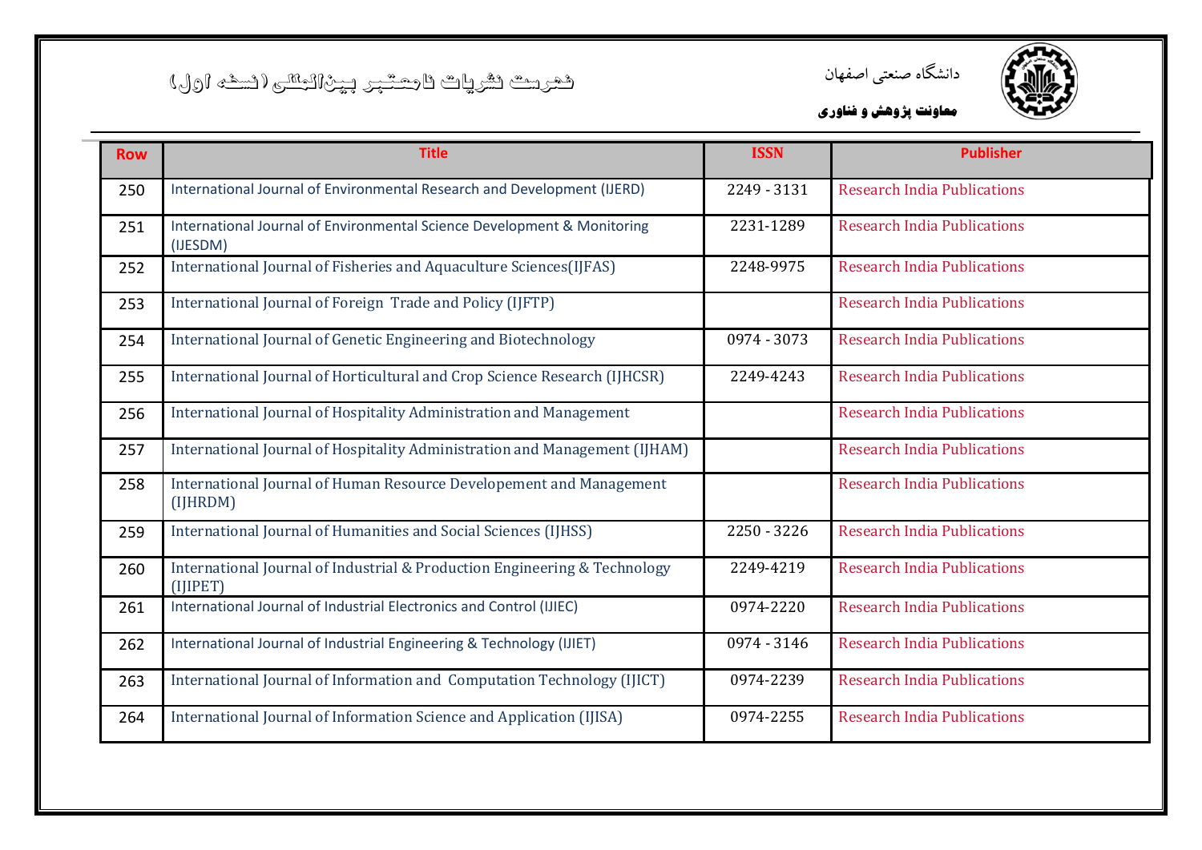دانشگاه صنعتی اصفهان

**معاونت پژوهش و فناوری**

# فهرست نشریات نامعتبر بین‌المللی (نسخه اول)

| Row | Title | ISSN | Publisher |
|---|---|---|---|
| 250 | International Journal of Environmental Research and Development (IJERD) | 2249 - 3131 | Research India Publications |
| 251 | International Journal of Environmental Science Development & Monitoring (IJESDM) | 2231-1289 | Research India Publications |
| 252 | International Journal of Fisheries and Aquaculture Sciences(IJFAS) | 2248-9975 | Research India Publications |
| 253 | International Journal of Foreign Trade and Policy (IJFTP) | | Research India Publications |
| 254 | International Journal of Genetic Engineering and Biotechnology | 0974 - 3073 | Research India Publications |
| 255 | International Journal of Horticultural and Crop Science Research (IJHCSR) | 2249-4243 | Research India Publications |
| 256 | International Journal of Hospitality Administration and Management | | Research India Publications |
| 257 | International Journal of Hospitality Administration and Management (IJHAM) | | Research India Publications |
| 258 | International Journal of Human Resource Developement and Management (IJHRDM) | | Research India Publications |
| 259 | International Journal of Humanities and Social Sciences (IJHSS) | 2250 - 3226 | Research India Publications |
| 260 | International Journal of Industrial & Production Engineering & Technology (IJIPET) | 2249-4219 | Research India Publications |
| 261 | International Journal of Industrial Electronics and Control (IJIEC) | 0974-2220 | Research India Publications |
| 262 | International Journal of Industrial Engineering & Technology (IJIET) | 0974 - 3146 | Research India Publications |
| 263 | International Journal of Information and Computation Technology (IJICT) | 0974-2239 | Research India Publications |
| 264 | International Journal of Information Science and Application (IJISA) | 0974-2255 | Research India Publications |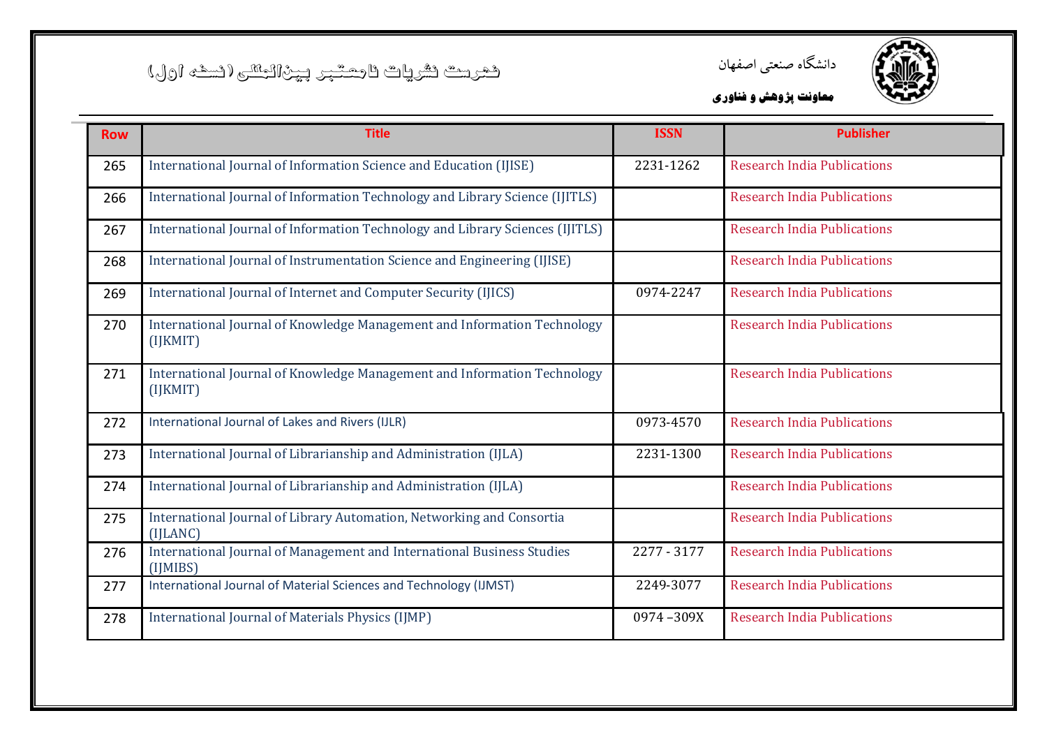دانشگاه صنعتی اصفهان

**معاونت پژوهش و فناوری**

# فهرست نشریات نامعتبر بین‌المللی (نسخه اول)

| Row | Title | ISSN | Publisher |
|---|---|---|---|
| 265 | International Journal of Information Science and Education (IJISE) | 2231-1262 | Research India Publications |
| 266 | International Journal of Information Technology and Library Science (IJITLS) | | Research India Publications |
| 267 | International Journal of Information Technology and Library Sciences (IJITLS) | | Research India Publications |
| 268 | International Journal of Instrumentation Science and Engineering (IJISE) | | Research India Publications |
| 269 | International Journal of Internet and Computer Security (IJICS) | 0974-2247 | Research India Publications |
| 270 | International Journal of Knowledge Management and Information Technology (IJKMIT) | | Research India Publications |
| 271 | International Journal of Knowledge Management and Information Technology (IJKMIT) | | Research India Publications |
| 272 | International Journal of Lakes and Rivers (IJLR) | 0973-4570 | Research India Publications |
| 273 | International Journal of Librarianship and Administration (IJLA) | 2231-1300 | Research India Publications |
| 274 | International Journal of Librarianship and Administration (IJLA) | | Research India Publications |
| 275 | International Journal of Library Automation, Networking and Consortia (IJLANC) | | Research India Publications |
| 276 | International Journal of Management and International Business Studies (IJMIBS) | 2277 - 3177 | Research India Publications |
| 277 | International Journal of Material Sciences and Technology (IJMST) | 2249-3077 | Research India Publications |
| 278 | International Journal of Materials Physics (IJMP) | 0974 –309X | Research India Publications |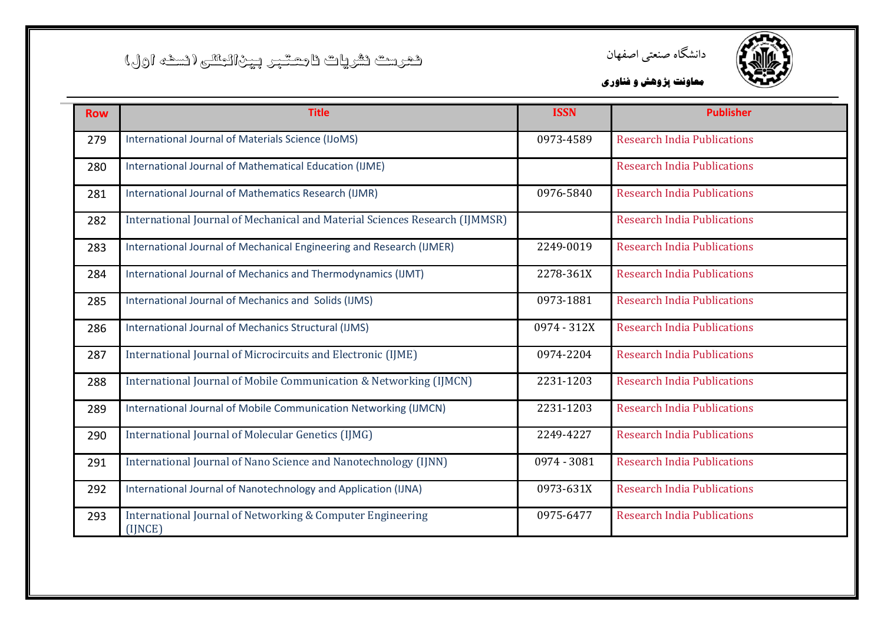فهرست نشریات نامعتبر بین‌المللی (نسخه اول)

دانشگاه صنعتی اصفهان

**معاونت پژوهش و فناوری**

| Row | Title | ISSN | Publisher |
|---|---|---|---|
| 279 | International Journal of Materials Science (IJoMS) | 0973-4589 | Research India Publications |
| 280 | International Journal of Mathematical Education (IJME) | | Research India Publications |
| 281 | International Journal of Mathematics Research (IJMR) | 0976-5840 | Research India Publications |
| 282 | International Journal of Mechanical and Material Sciences Research (IJMMSR) | | Research India Publications |
| 283 | International Journal of Mechanical Engineering and Research (IJMER) | 2249-0019 | Research India Publications |
| 284 | International Journal of Mechanics and Thermodynamics (IJMT) | 2278-361X | Research India Publications |
| 285 | International Journal of Mechanics and Solids (IJMS) | 0973-1881 | Research India Publications |
| 286 | International Journal of Mechanics Structural (IJMS) | 0974 - 312X | Research India Publications |
| 287 | International Journal of Microcircuits and Electronic (IJME) | 0974-2204 | Research India Publications |
| 288 | International Journal of Mobile Communication & Networking (IJMCN) | 2231-1203 | Research India Publications |
| 289 | International Journal of Mobile Communication Networking (IJMCN) | 2231-1203 | Research India Publications |
| 290 | International Journal of Molecular Genetics (IJMG) | 2249-4227 | Research India Publications |
| 291 | International Journal of Nano Science and Nanotechnology (IJNN) | 0974 - 3081 | Research India Publications |
| 292 | International Journal of Nanotechnology and Application (IJNA) | 0973-631X | Research India Publications |
| 293 | International Journal of Networking & Computer Engineering (IJNCE) | 0975-6477 | Research India Publications |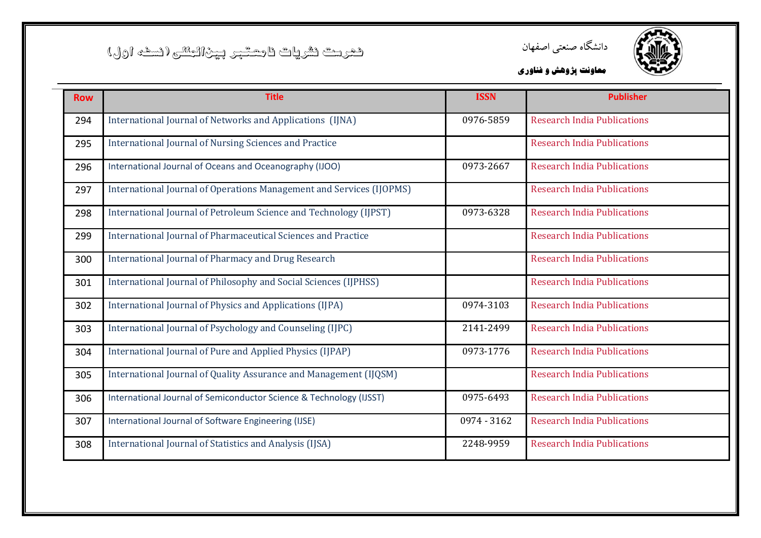دانشگاه صنعتی اصفهان

**معاونت پژوهش و فناوری**

فهرست نشریات نامعتبر بین‌المللی (نسخه اول)

| Row | Title | ISSN | Publisher |
|---|---|---|---|
| 294 | International Journal of Networks and Applications (IJNA) | 0976-5859 | Research India Publications |
| 295 | International Journal of Nursing Sciences and Practice | | Research India Publications |
| 296 | International Journal of Oceans and Oceanography (IJOO) | 0973-2667 | Research India Publications |
| 297 | International Journal of Operations Management and Services (IJOPMS) | | Research India Publications |
| 298 | International Journal of Petroleum Science and Technology (IJPST) | 0973-6328 | Research India Publications |
| 299 | International Journal of Pharmaceutical Sciences and Practice | | Research India Publications |
| 300 | International Journal of Pharmacy and Drug Research | | Research India Publications |
| 301 | International Journal of Philosophy and Social Sciences (IJPHSS) | | Research India Publications |
| 302 | International Journal of Physics and Applications (IJPA) | 0974-3103 | Research India Publications |
| 303 | International Journal of Psychology and Counseling (IJPC) | 2141-2499 | Research India Publications |
| 304 | International Journal of Pure and Applied Physics (IJPAP) | 0973-1776 | Research India Publications |
| 305 | International Journal of Quality Assurance and Management (IJQSM) | | Research India Publications |
| 306 | International Journal of Semiconductor Science & Technology (IJSST) | 0975-6493 | Research India Publications |
| 307 | International Journal of Software Engineering (IJSE) | 0974 - 3162 | Research India Publications |
| 308 | International Journal of Statistics and Analysis (IJSA) | 2248-9959 | Research India Publications |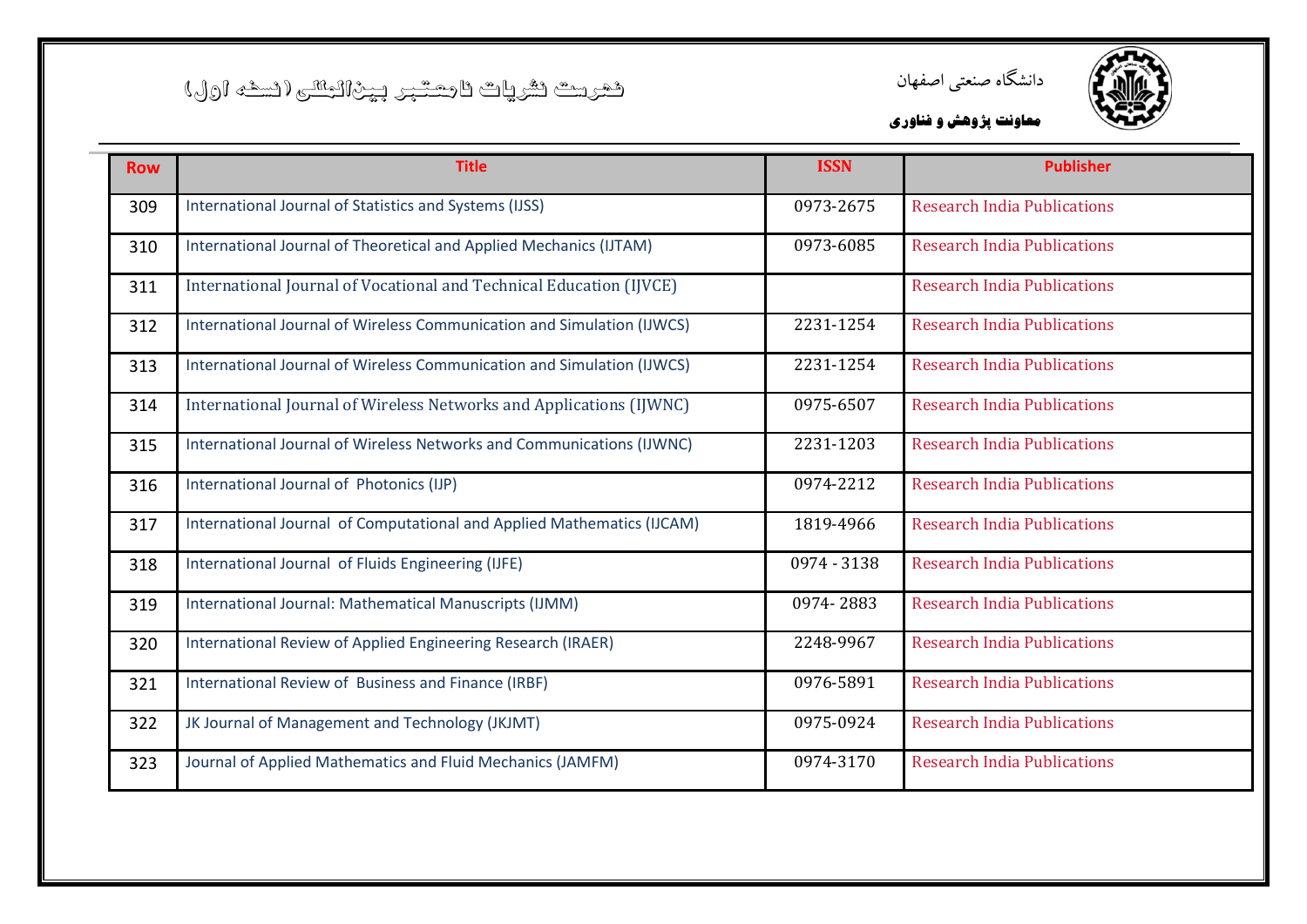دانشگاه صنعتی اصفهان

**معاونت پژوهش و فناوری**

# فهرست نشریات نامعتبر بین‌المللی (نسخه اول)

| Row | Title | ISSN | Publisher |
|---|---|---|---|
| 309 | International Journal of Statistics and Systems (IJSS) | 0973-2675 | Research India Publications |
| 310 | International Journal of Theoretical and Applied Mechanics (IJTAM) | 0973-6085 | Research India Publications |
| 311 | International Journal of Vocational and Technical Education (IJVCE) | | Research India Publications |
| 312 | International Journal of Wireless Communication and Simulation (IJWCS) | 2231-1254 | Research India Publications |
| 313 | International Journal of Wireless Communication and Simulation (IJWCS) | 2231-1254 | Research India Publications |
| 314 | International Journal of Wireless Networks and Applications (IJWNC) | 0975-6507 | Research India Publications |
| 315 | International Journal of Wireless Networks and Communications (IJWNC) | 2231-1203 | Research India Publications |
| 316 | International Journal of Photonics (IJP) | 0974-2212 | Research India Publications |
| 317 | International Journal of Computational and Applied Mathematics (IJCAM) | 1819-4966 | Research India Publications |
| 318 | International Journal of Fluids Engineering (IJFE) | 0974 - 3138 | Research India Publications |
| 319 | International Journal: Mathematical Manuscripts (IJMM) | 0974- 2883 | Research India Publications |
| 320 | International Review of Applied Engineering Research (IRAER) | 2248-9967 | Research India Publications |
| 321 | International Review of Business and Finance (IRBF) | 0976-5891 | Research India Publications |
| 322 | JK Journal of Management and Technology (JKJMT) | 0975-0924 | Research India Publications |
| 323 | Journal of Applied Mathematics and Fluid Mechanics (JAMFM) | 0974-3170 | Research India Publications |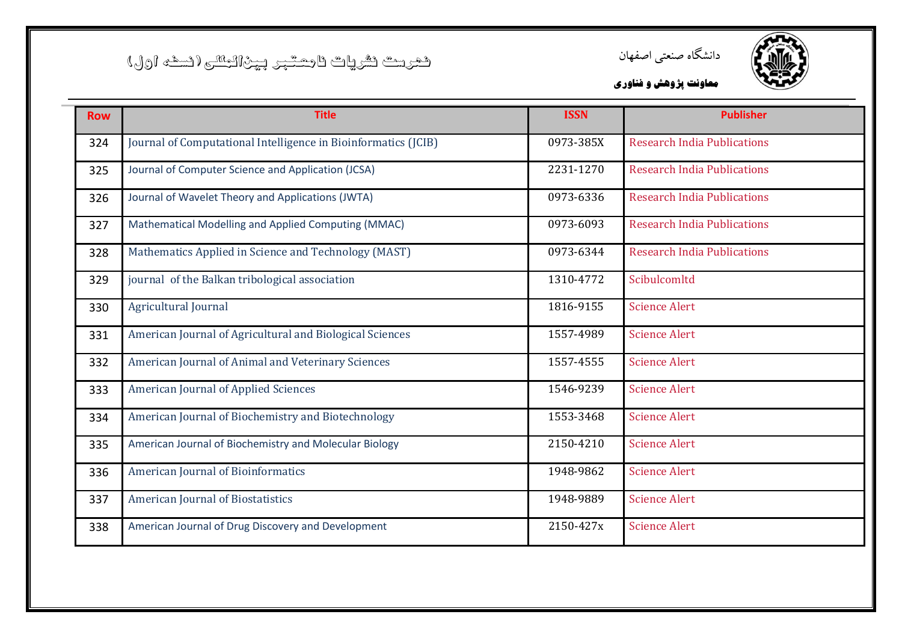| Row | Title | ISSN | Publisher |
|---|---|---|---|
| 324 | Journal of Computational Intelligence in Bioinformatics (JCIB) | 0973-385X | Research India Publications |
| 325 | Journal of Computer Science and Application (JCSA) | 2231-1270 | Research India Publications |
| 326 | Journal of Wavelet Theory and Applications (JWTA) | 0973-6336 | Research India Publications |
| 327 | Mathematical Modelling and Applied Computing (MMAC) | 0973-6093 | Research India Publications |
| 328 | Mathematics Applied in Science and Technology (MAST) | 0973-6344 | Research India Publications |
| 329 | journal of the Balkan tribological association | 1310-4772 | Scibulcomltd |
| 330 | Agricultural Journal | 1816-9155 | Science Alert |
| 331 | American Journal of Agricultural and Biological Sciences | 1557-4989 | Science Alert |
| 332 | American Journal of Animal and Veterinary Sciences | 1557-4555 | Science Alert |
| 333 | American Journal of Applied Sciences | 1546-9239 | Science Alert |
| 334 | American Journal of Biochemistry and Biotechnology | 1553-3468 | Science Alert |
| 335 | American Journal of Biochemistry and Molecular Biology | 2150-4210 | Science Alert |
| 336 | American Journal of Bioinformatics | 1948-9862 | Science Alert |
| 337 | American Journal of Biostatistics | 1948-9889 | Science Alert |
| 338 | American Journal of Drug Discovery and Development | 2150-427x | Science Alert |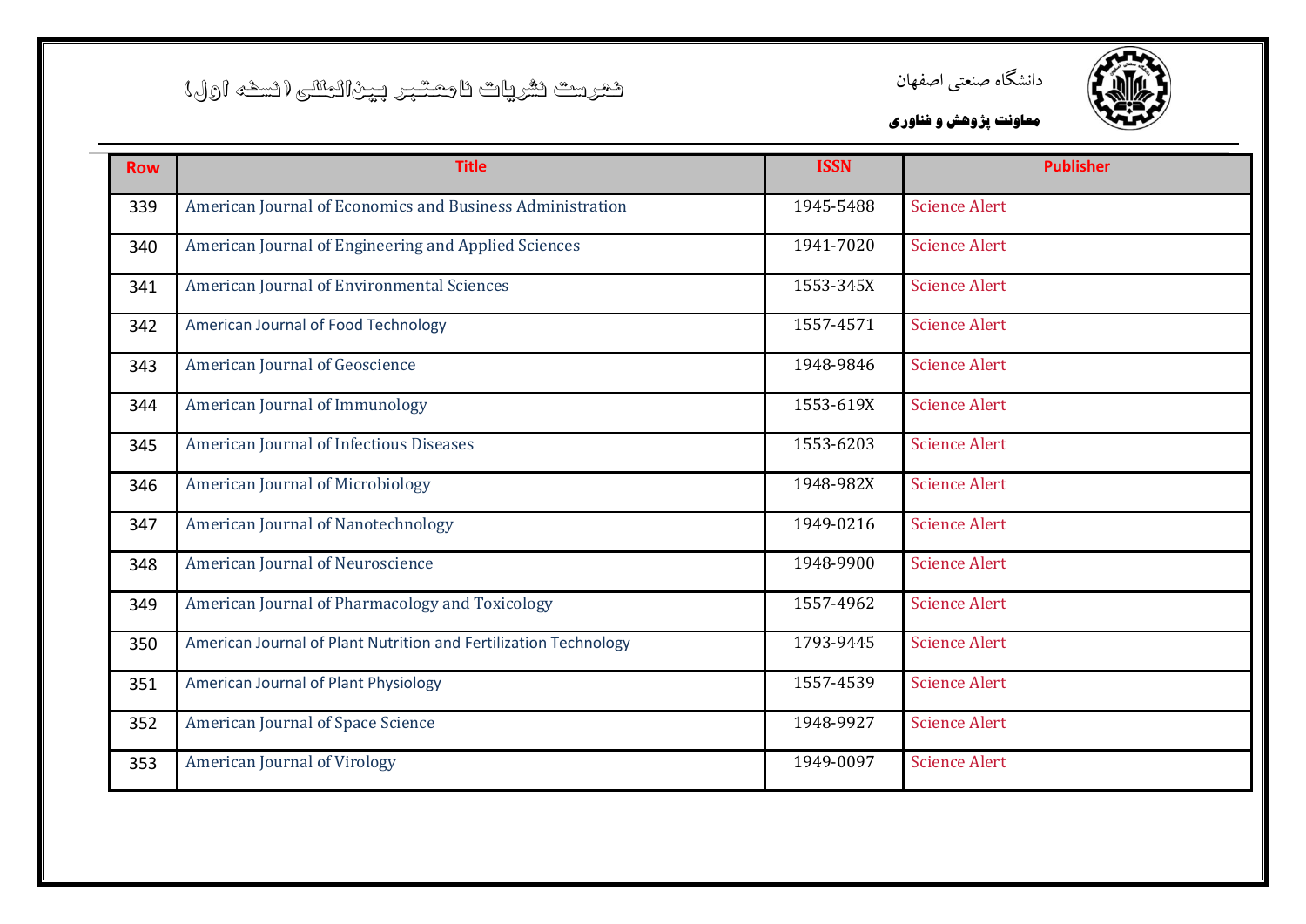| Row | Title | ISSN | Publisher |
|---|---|---|---|
| 339 | American Journal of Economics and Business Administration | 1945-5488 | Science Alert |
| 340 | American Journal of Engineering and Applied Sciences | 1941-7020 | Science Alert |
| 341 | American Journal of Environmental Sciences | 1553-345X | Science Alert |
| 342 | American Journal of Food Technology | 1557-4571 | Science Alert |
| 343 | American Journal of Geoscience | 1948-9846 | Science Alert |
| 344 | American Journal of Immunology | 1553-619X | Science Alert |
| 345 | American Journal of Infectious Diseases | 1553-6203 | Science Alert |
| 346 | American Journal of Microbiology | 1948-982X | Science Alert |
| 347 | American Journal of Nanotechnology | 1949-0216 | Science Alert |
| 348 | American Journal of Neuroscience | 1948-9900 | Science Alert |
| 349 | American Journal of Pharmacology and Toxicology | 1557-4962 | Science Alert |
| 350 | American Journal of Plant Nutrition and Fertilization Technology | 1793-9445 | Science Alert |
| 351 | American Journal of Plant Physiology | 1557-4539 | Science Alert |
| 352 | American Journal of Space Science | 1948-9927 | Science Alert |
| 353 | American Journal of Virology | 1949-0097 | Science Alert |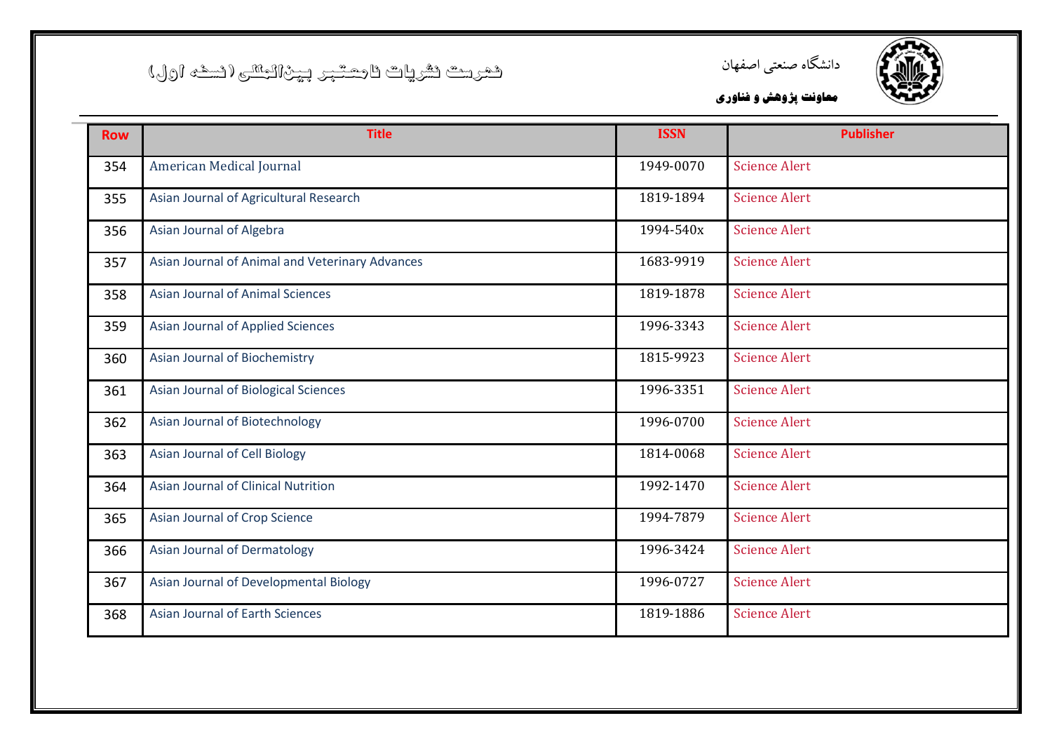فهرست نشریات نامعتبر بین‌المللی (نسخه اول)

دانشگاه صنعتی اصفهان

**معاونت پژوهش و فناوری**

| Row | Title | ISSN | Publisher |
|---|---|---|---|
| 354 | American Medical Journal | 1949-0070 | Science Alert |
| 355 | Asian Journal of Agricultural Research | 1819-1894 | Science Alert |
| 356 | Asian Journal of Algebra | 1994-540x | Science Alert |
| 357 | Asian Journal of Animal and Veterinary Advances | 1683-9919 | Science Alert |
| 358 | Asian Journal of Animal Sciences | 1819-1878 | Science Alert |
| 359 | Asian Journal of Applied Sciences | 1996-3343 | Science Alert |
| 360 | Asian Journal of Biochemistry | 1815-9923 | Science Alert |
| 361 | Asian Journal of Biological Sciences | 1996-3351 | Science Alert |
| 362 | Asian Journal of Biotechnology | 1996-0700 | Science Alert |
| 363 | Asian Journal of Cell Biology | 1814-0068 | Science Alert |
| 364 | Asian Journal of Clinical Nutrition | 1992-1470 | Science Alert |
| 365 | Asian Journal of Crop Science | 1994-7879 | Science Alert |
| 366 | Asian Journal of Dermatology | 1996-3424 | Science Alert |
| 367 | Asian Journal of Developmental Biology | 1996-0727 | Science Alert |
| 368 | Asian Journal of Earth Sciences | 1819-1886 | Science Alert |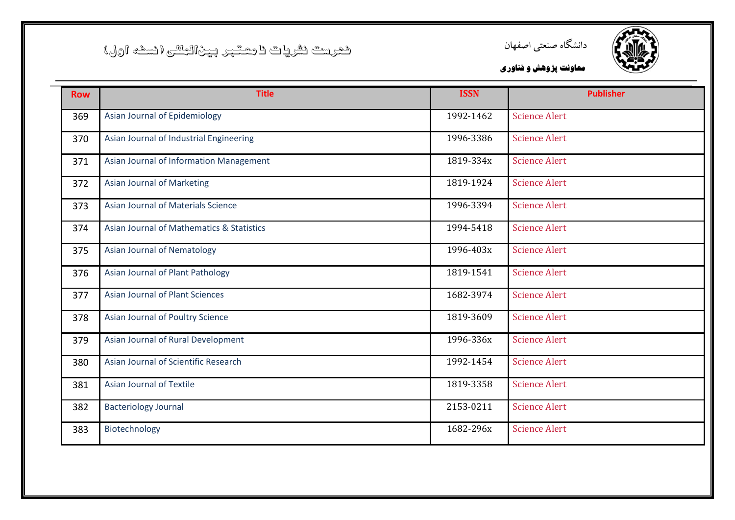| Row | Title | ISSN | Publisher |
| --- | --- | --- | --- |
| 369 | Asian Journal of Epidemiology | 1992-1462 | Science Alert |
| 370 | Asian Journal of Industrial Engineering | 1996-3386 | Science Alert |
| 371 | Asian Journal of Information Management | 1819-334x | Science Alert |
| 372 | Asian Journal of Marketing | 1819-1924 | Science Alert |
| 373 | Asian Journal of Materials Science | 1996-3394 | Science Alert |
| 374 | Asian Journal of Mathematics & Statistics | 1994-5418 | Science Alert |
| 375 | Asian Journal of Nematology | 1996-403x | Science Alert |
| 376 | Asian Journal of Plant Pathology | 1819-1541 | Science Alert |
| 377 | Asian Journal of Plant Sciences | 1682-3974 | Science Alert |
| 378 | Asian Journal of Poultry Science | 1819-3609 | Science Alert |
| 379 | Asian Journal of Rural Development | 1996-336x | Science Alert |
| 380 | Asian Journal of Scientific Research | 1992-1454 | Science Alert |
| 381 | Asian Journal of Textile | 1819-3358 | Science Alert |
| 382 | Bacteriology Journal | 2153-0211 | Science Alert |
| 383 | Biotechnology | 1682-296x | Science Alert |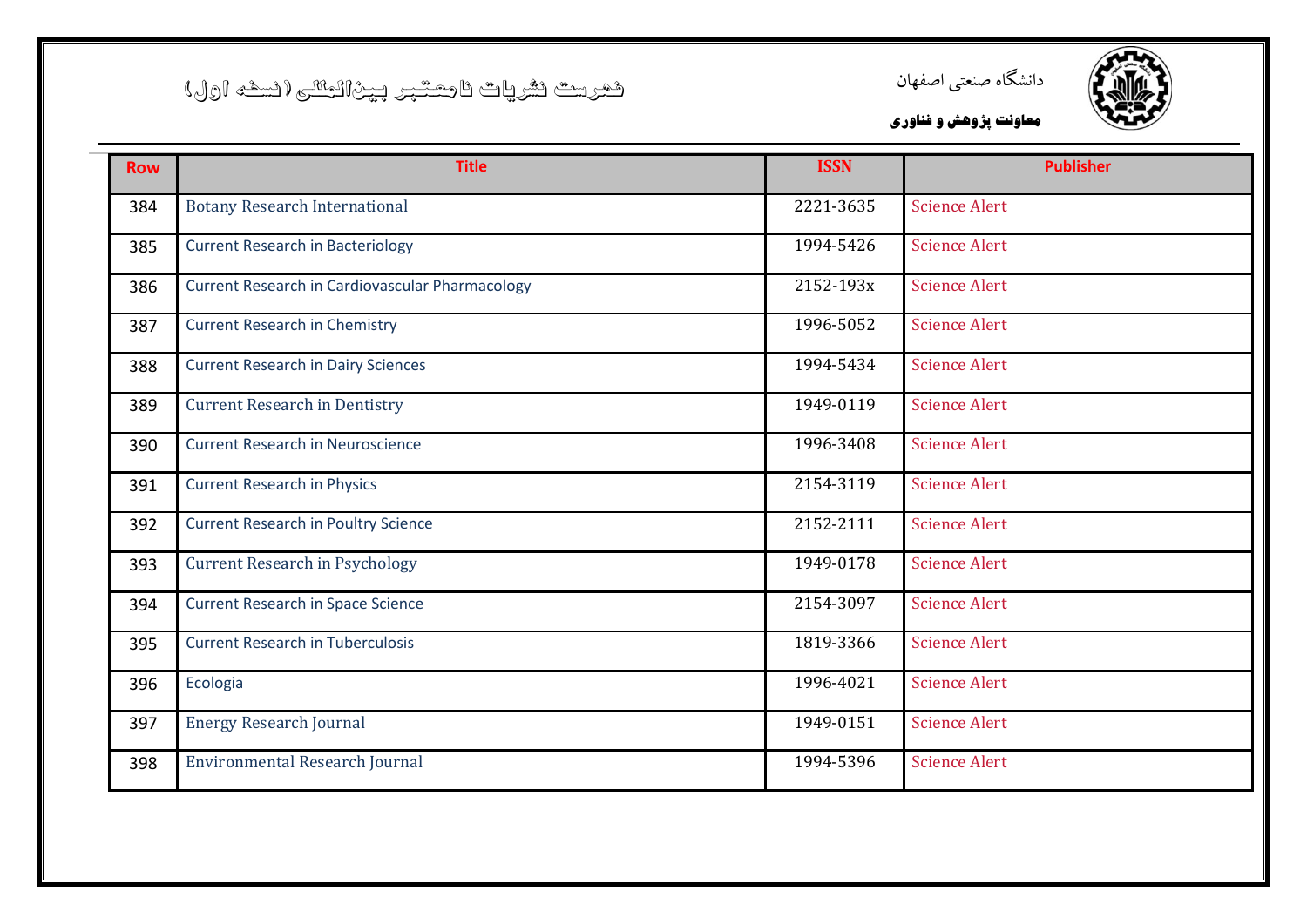دانشگاه صنعتی اصفهان

**معاونت پژوهش و فناوری**

فهرست نشریات نامعتبر بین‌المللی (نسخه اول)

| Row | Title | ISSN | Publisher |
|---|---|---|---|
| 384 | Botany Research International | 2221-3635 | Science Alert |
| 385 | Current Research in Bacteriology | 1994-5426 | Science Alert |
| 386 | Current Research in Cardiovascular Pharmacology | 2152-193x | Science Alert |
| 387 | Current Research in Chemistry | 1996-5052 | Science Alert |
| 388 | Current Research in Dairy Sciences | 1994-5434 | Science Alert |
| 389 | Current Research in Dentistry | 1949-0119 | Science Alert |
| 390 | Current Research in Neuroscience | 1996-3408 | Science Alert |
| 391 | Current Research in Physics | 2154-3119 | Science Alert |
| 392 | Current Research in Poultry Science | 2152-2111 | Science Alert |
| 393 | Current Research in Psychology | 1949-0178 | Science Alert |
| 394 | Current Research in Space Science | 2154-3097 | Science Alert |
| 395 | Current Research in Tuberculosis | 1819-3366 | Science Alert |
| 396 | Ecologia | 1996-4021 | Science Alert |
| 397 | Energy Research Journal | 1949-0151 | Science Alert |
| 398 | Environmental Research Journal | 1994-5396 | Science Alert |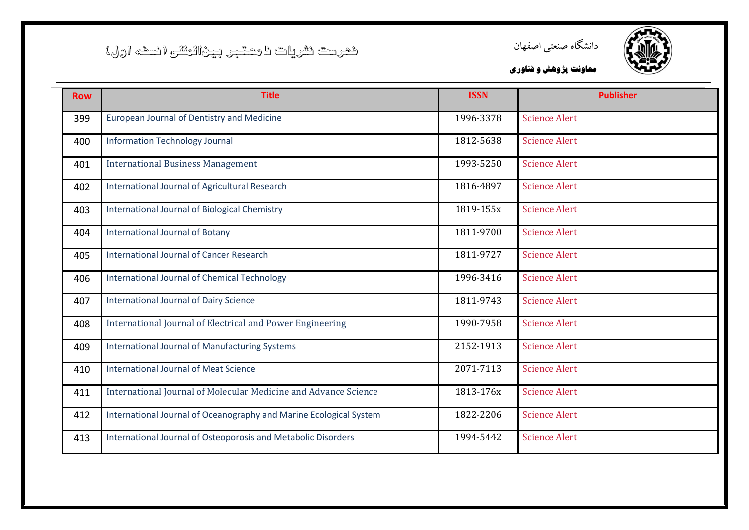فهرست نشریات نامعتبر بین‌المللی (نسخه اول)

دانشگاه صنعتی اصفهان

**معاونت پژوهش و فناوری**

| Row | Title | ISSN | Publisher |
|---|---|---|---|
| 399 | European Journal of Dentistry and Medicine | 1996-3378 | Science Alert |
| 400 | Information Technology Journal | 1812-5638 | Science Alert |
| 401 | International Business Management | 1993-5250 | Science Alert |
| 402 | International Journal of Agricultural Research | 1816-4897 | Science Alert |
| 403 | International Journal of Biological Chemistry | 1819-155x | Science Alert |
| 404 | International Journal of Botany | 1811-9700 | Science Alert |
| 405 | International Journal of Cancer Research | 1811-9727 | Science Alert |
| 406 | International Journal of Chemical Technology | 1996-3416 | Science Alert |
| 407 | International Journal of Dairy Science | 1811-9743 | Science Alert |
| 408 | International Journal of Electrical and Power Engineering | 1990-7958 | Science Alert |
| 409 | International Journal of Manufacturing Systems | 2152-1913 | Science Alert |
| 410 | International Journal of Meat Science | 2071-7113 | Science Alert |
| 411 | International Journal of Molecular Medicine and Advance Science | 1813-176x | Science Alert |
| 412 | International Journal of Oceanography and Marine Ecological System | 1822-2206 | Science Alert |
| 413 | International Journal of Osteoporosis and Metabolic Disorders | 1994-5442 | Science Alert |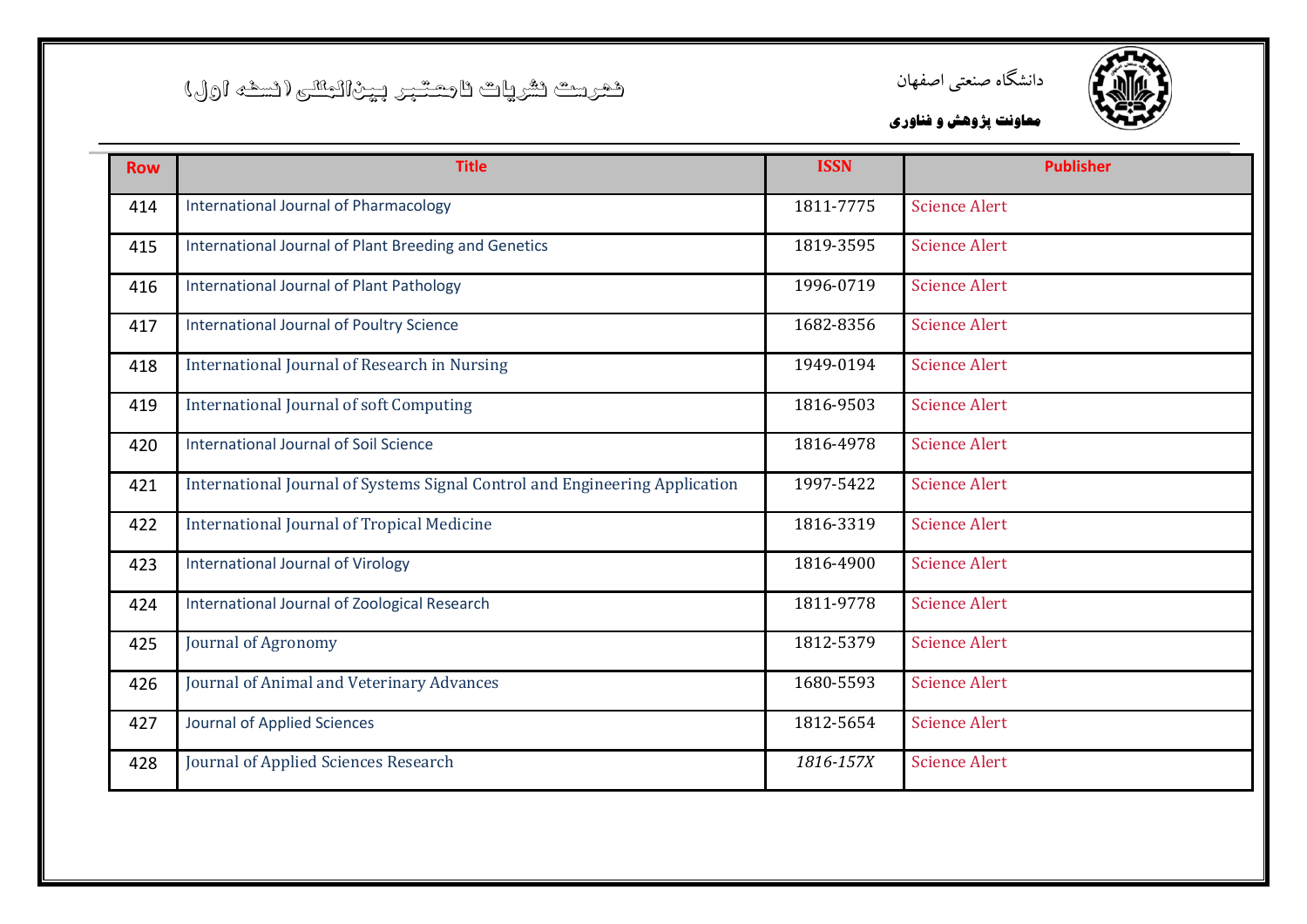فهرست نشریات نامعتبر بین‌المللی (نسخه اول)

دانشگاه صنعتی اصفهان

**معاونت پژوهش و فناوری**

| Row | Title | ISSN | Publisher |
|---|---|---|---|
| 414 | International Journal of Pharmacology | 1811-7775 | Science Alert |
| 415 | International Journal of Plant Breeding and Genetics | 1819-3595 | Science Alert |
| 416 | International Journal of Plant Pathology | 1996-0719 | Science Alert |
| 417 | International Journal of Poultry Science | 1682-8356 | Science Alert |
| 418 | International Journal of Research in Nursing | 1949-0194 | Science Alert |
| 419 | International Journal of soft Computing | 1816-9503 | Science Alert |
| 420 | International Journal of Soil Science | 1816-4978 | Science Alert |
| 421 | International Journal of Systems Signal Control and Engineering Application | 1997-5422 | Science Alert |
| 422 | International Journal of Tropical Medicine | 1816-3319 | Science Alert |
| 423 | International Journal of Virology | 1816-4900 | Science Alert |
| 424 | International Journal of Zoological Research | 1811-9778 | Science Alert |
| 425 | Journal of Agronomy | 1812-5379 | Science Alert |
| 426 | Journal of Animal and Veterinary Advances | 1680-5593 | Science Alert |
| 427 | Journal of Applied Sciences | 1812-5654 | Science Alert |
| 428 | Journal of Applied Sciences Research | *1816-157X* | Science Alert |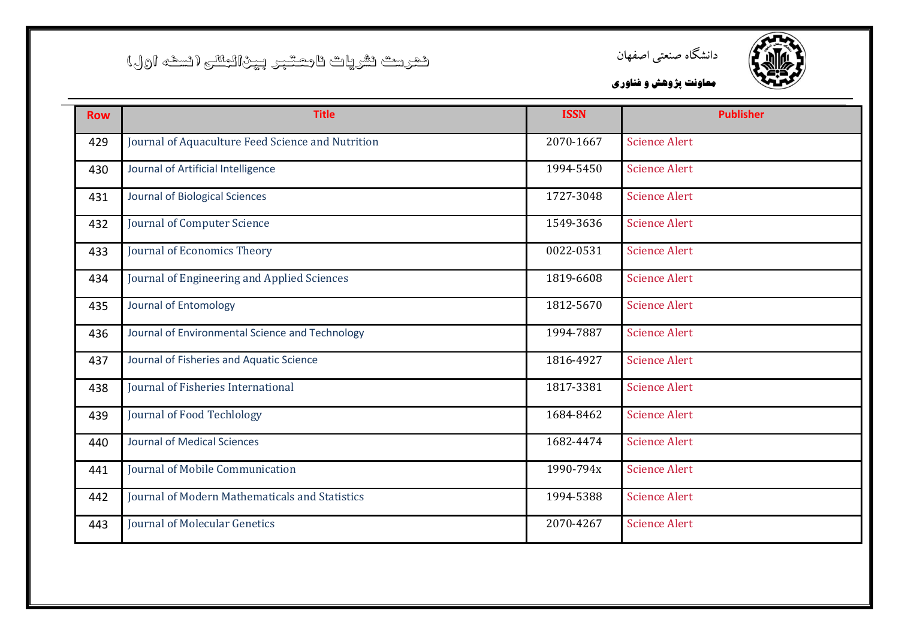فهرست نشریات نامعتبر بین‌المللی (نسخه اول)

دانشگاه صنعتی اصفهان

**معاونت پژوهش و فناوری**

| Row | Title | ISSN | Publisher |
|---|---|---|---|
| 429 | Journal of Aquaculture Feed Science and Nutrition | 2070-1667 | Science Alert |
| 430 | Journal of Artificial Intelligence | 1994-5450 | Science Alert |
| 431 | Journal of Biological Sciences | 1727-3048 | Science Alert |
| 432 | Journal of Computer Science | 1549-3636 | Science Alert |
| 433 | Journal of Economics Theory | 0022-0531 | Science Alert |
| 434 | Journal of Engineering and Applied Sciences | 1819-6608 | Science Alert |
| 435 | Journal of Entomology | 1812-5670 | Science Alert |
| 436 | Journal of Environmental Science and Technology | 1994-7887 | Science Alert |
| 437 | Journal of Fisheries and Aquatic Science | 1816-4927 | Science Alert |
| 438 | Journal of Fisheries International | 1817-3381 | Science Alert |
| 439 | Journal of Food Techlology | 1684-8462 | Science Alert |
| 440 | Journal of Medical Sciences | 1682-4474 | Science Alert |
| 441 | Journal of Mobile Communication | 1990-794x | Science Alert |
| 442 | Journal of Modern Mathematicals and Statistics | 1994-5388 | Science Alert |
| 443 | Journal of Molecular Genetics | 2070-4267 | Science Alert |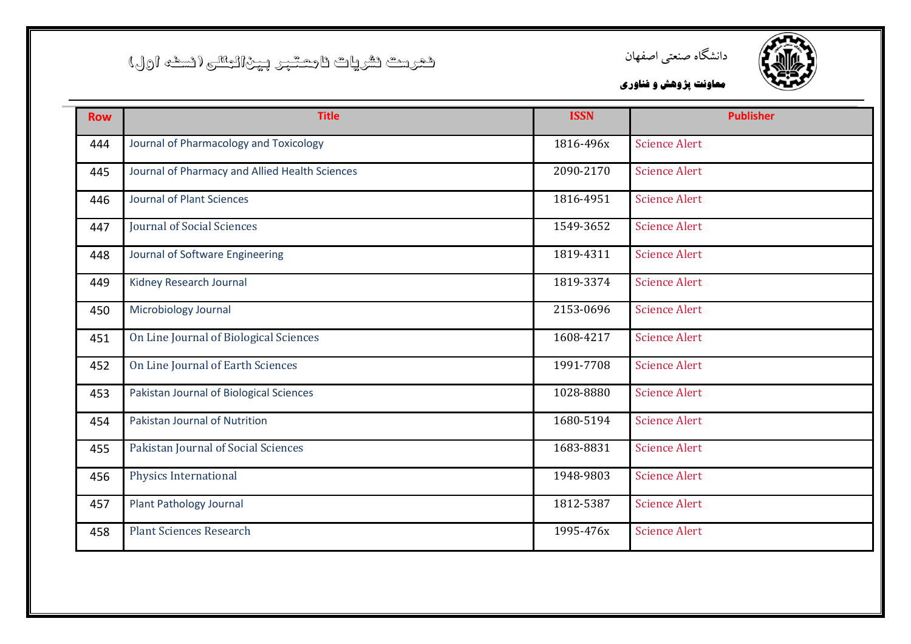# فهرست نشریات نامعتبر بین‌المللی (نسخه اول)

دانشگاه صنعتی اصفهان

**معاونت پژوهش و فناوری**

| Row | Title | ISSN | Publisher |
|---|---|---|---|
| 444 | Journal of Pharmacology and Toxicology | 1816-496x | Science Alert |
| 445 | Journal of Pharmacy and Allied Health Sciences | 2090-2170 | Science Alert |
| 446 | Journal of Plant Sciences | 1816-4951 | Science Alert |
| 447 | Journal of Social Sciences | 1549-3652 | Science Alert |
| 448 | Journal of Software Engineering | 1819-4311 | Science Alert |
| 449 | Kidney Research Journal | 1819-3374 | Science Alert |
| 450 | Microbiology Journal | 2153-0696 | Science Alert |
| 451 | On Line Journal of Biological Sciences | 1608-4217 | Science Alert |
| 452 | On Line Journal of Earth Sciences | 1991-7708 | Science Alert |
| 453 | Pakistan Journal of Biological Sciences | 1028-8880 | Science Alert |
| 454 | Pakistan Journal of Nutrition | 1680-5194 | Science Alert |
| 455 | Pakistan Journal of Social Sciences | 1683-8831 | Science Alert |
| 456 | Physics International | 1948-9803 | Science Alert |
| 457 | Plant Pathology Journal | 1812-5387 | Science Alert |
| 458 | Plant Sciences Research | 1995-476x | Science Alert |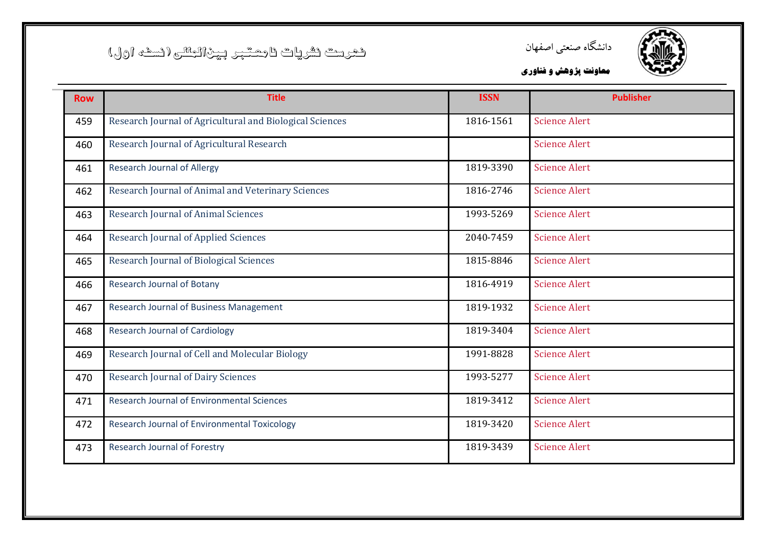| Row | Title | ISSN | Publisher |
|---|---|---|---|
| 459 | Research Journal of Agricultural and Biological Sciences | 1816-1561 | Science Alert |
| 460 | Research Journal of Agricultural Research | | Science Alert |
| 461 | Research Journal of Allergy | 1819-3390 | Science Alert |
| 462 | Research Journal of Animal and Veterinary Sciences | 1816-2746 | Science Alert |
| 463 | Research Journal of Animal Sciences | 1993-5269 | Science Alert |
| 464 | Research Journal of Applied Sciences | 2040-7459 | Science Alert |
| 465 | Research Journal of Biological Sciences | 1815-8846 | Science Alert |
| 466 | Research Journal of Botany | 1816-4919 | Science Alert |
| 467 | Research Journal of Business Management | 1819-1932 | Science Alert |
| 468 | Research Journal of Cardiology | 1819-3404 | Science Alert |
| 469 | Research Journal of Cell and Molecular Biology | 1991-8828 | Science Alert |
| 470 | Research Journal of Dairy Sciences | 1993-5277 | Science Alert |
| 471 | Research Journal of Environmental Sciences | 1819-3412 | Science Alert |
| 472 | Research Journal of Environmental Toxicology | 1819-3420 | Science Alert |
| 473 | Research Journal of Forestry | 1819-3439 | Science Alert |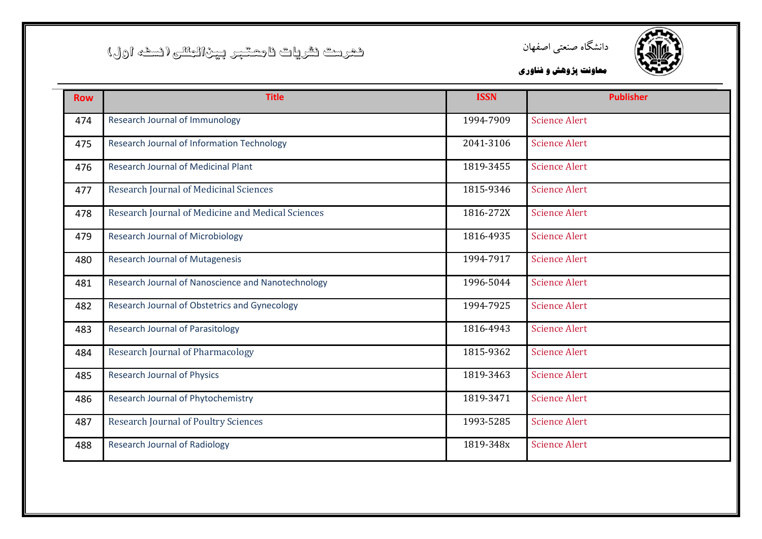| Row | Title | ISSN | Publisher |
|---|---|---|---|
| 474 | Research Journal of Immunology | 1994-7909 | Science Alert |
| 475 | Research Journal of Information Technology | 2041-3106 | Science Alert |
| 476 | Research Journal of Medicinal Plant | 1819-3455 | Science Alert |
| 477 | Research Journal of Medicinal Sciences | 1815-9346 | Science Alert |
| 478 | Research Journal of Medicine and Medical Sciences | 1816-272X | Science Alert |
| 479 | Research Journal of Microbiology | 1816-4935 | Science Alert |
| 480 | Research Journal of Mutagenesis | 1994-7917 | Science Alert |
| 481 | Research Journal of Nanoscience and Nanotechnology | 1996-5044 | Science Alert |
| 482 | Research Journal of Obstetrics and Gynecology | 1994-7925 | Science Alert |
| 483 | Research Journal of Parasitology | 1816-4943 | Science Alert |
| 484 | Research Journal of Pharmacology | 1815-9362 | Science Alert |
| 485 | Research Journal of Physics | 1819-3463 | Science Alert |
| 486 | Research Journal of Phytochemistry | 1819-3471 | Science Alert |
| 487 | Research Journal of Poultry Sciences | 1993-5285 | Science Alert |
| 488 | Research Journal of Radiology | 1819-348x | Science Alert |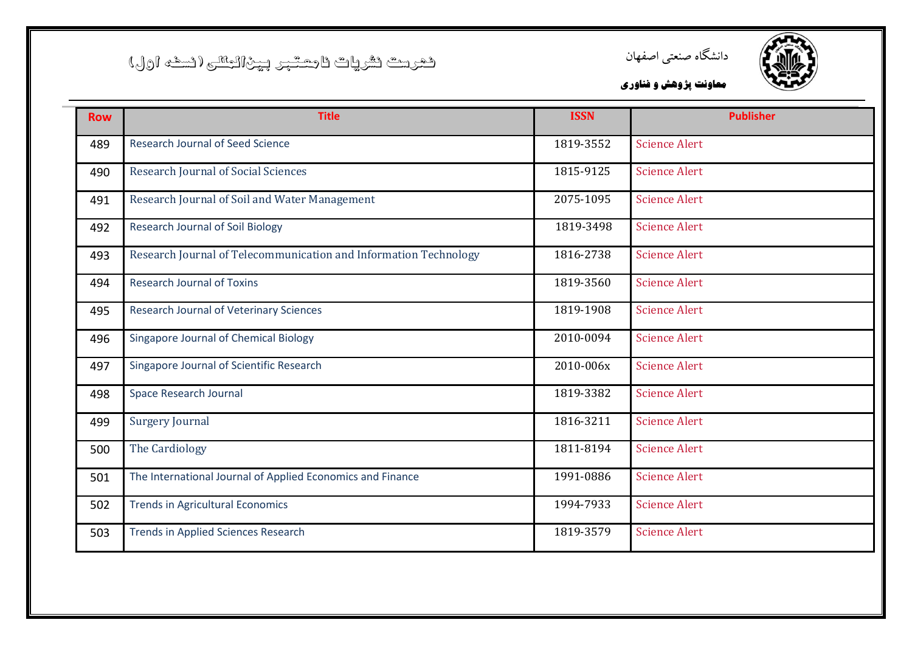| Row | Title | ISSN | Publisher |
|---|---|---|---|
| 489 | Research Journal of Seed Science | 1819-3552 | Science Alert |
| 490 | Research Journal of Social Sciences | 1815-9125 | Science Alert |
| 491 | Research Journal of Soil and Water Management | 2075-1095 | Science Alert |
| 492 | Research Journal of Soil Biology | 1819-3498 | Science Alert |
| 493 | Research Journal of Telecommunication and Information Technology | 1816-2738 | Science Alert |
| 494 | Research Journal of Toxins | 1819-3560 | Science Alert |
| 495 | Research Journal of Veterinary Sciences | 1819-1908 | Science Alert |
| 496 | Singapore Journal of Chemical Biology | 2010-0094 | Science Alert |
| 497 | Singapore Journal of Scientific Research | 2010-006x | Science Alert |
| 498 | Space Research Journal | 1819-3382 | Science Alert |
| 499 | Surgery Journal | 1816-3211 | Science Alert |
| 500 | The Cardiology | 1811-8194 | Science Alert |
| 501 | The International Journal of Applied Economics and Finance | 1991-0886 | Science Alert |
| 502 | Trends in Agricultural Economics | 1994-7933 | Science Alert |
| 503 | Trends in Applied Sciences Research | 1819-3579 | Science Alert |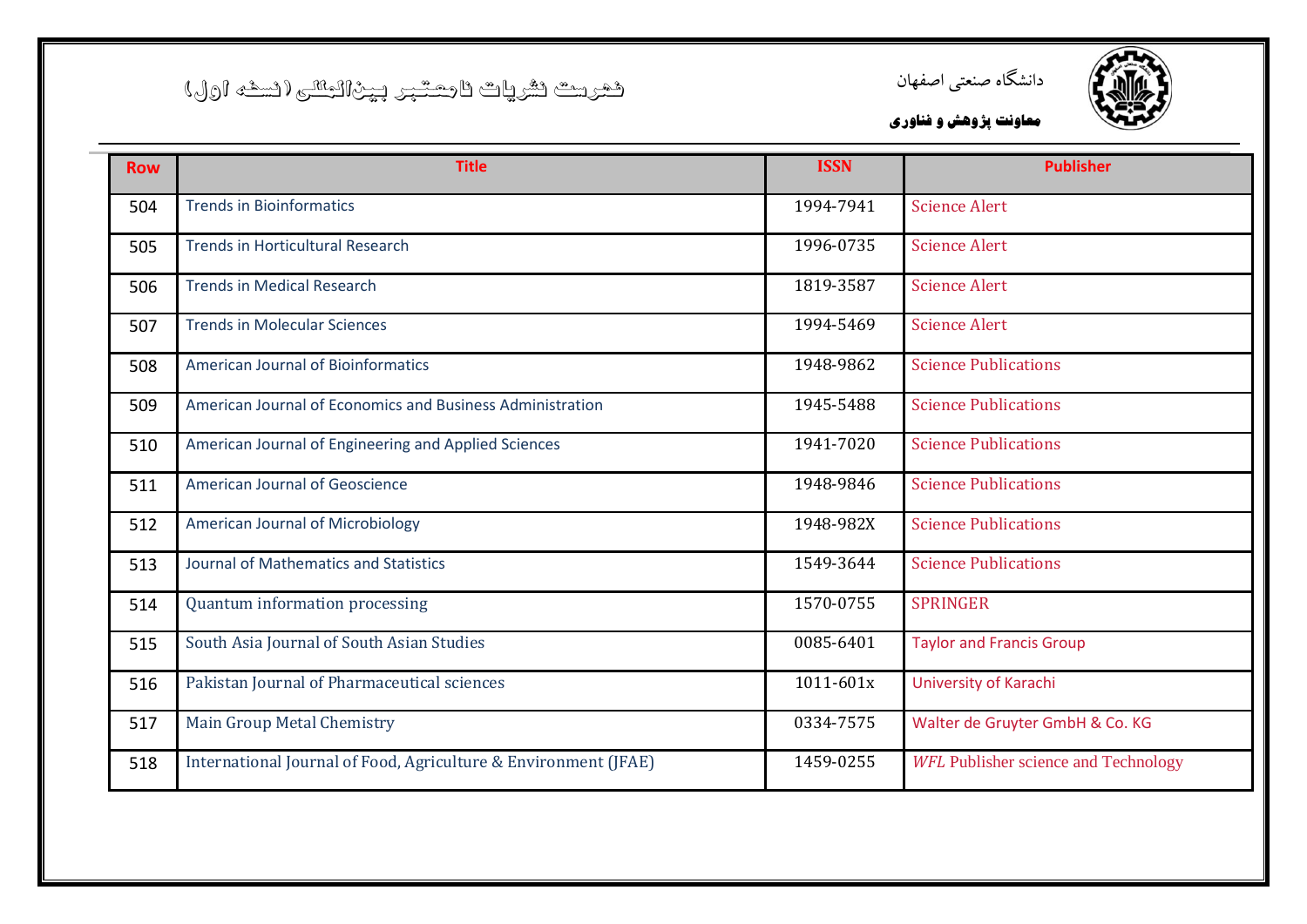فهرست نشریات نامعتبر بین‌المللی (نسخه اول)

دانشگاه صنعتی اصفهان

**معاونت پژوهش و فناوری**

| Row | Title | ISSN | Publisher |
|---|---|---|---|
| 504 | Trends in Bioinformatics | 1994-7941 | Science Alert |
| 505 | Trends in Horticultural Research | 1996-0735 | Science Alert |
| 506 | Trends in Medical Research | 1819-3587 | Science Alert |
| 507 | Trends in Molecular Sciences | 1994-5469 | Science Alert |
| 508 | American Journal of Bioinformatics | 1948-9862 | Science Publications |
| 509 | American Journal of Economics and Business Administration | 1945-5488 | Science Publications |
| 510 | American Journal of Engineering and Applied Sciences | 1941-7020 | Science Publications |
| 511 | American Journal of Geoscience | 1948-9846 | Science Publications |
| 512 | American Journal of Microbiology | 1948-982X | Science Publications |
| 513 | Journal of Mathematics and Statistics | 1549-3644 | Science Publications |
| 514 | Quantum information processing | 1570-0755 | SPRINGER |
| 515 | South Asia Journal of South Asian Studies | 0085-6401 | Taylor and Francis Group |
| 516 | Pakistan Journal of Pharmaceutical sciences | 1011-601x | University of Karachi |
| 517 | Main Group Metal Chemistry | 0334-7575 | Walter de Gruyter GmbH & Co. KG |
| 518 | International Journal of Food, Agriculture & Environment (JFAE) | 1459-0255 | *WFL* Publisher science and Technology |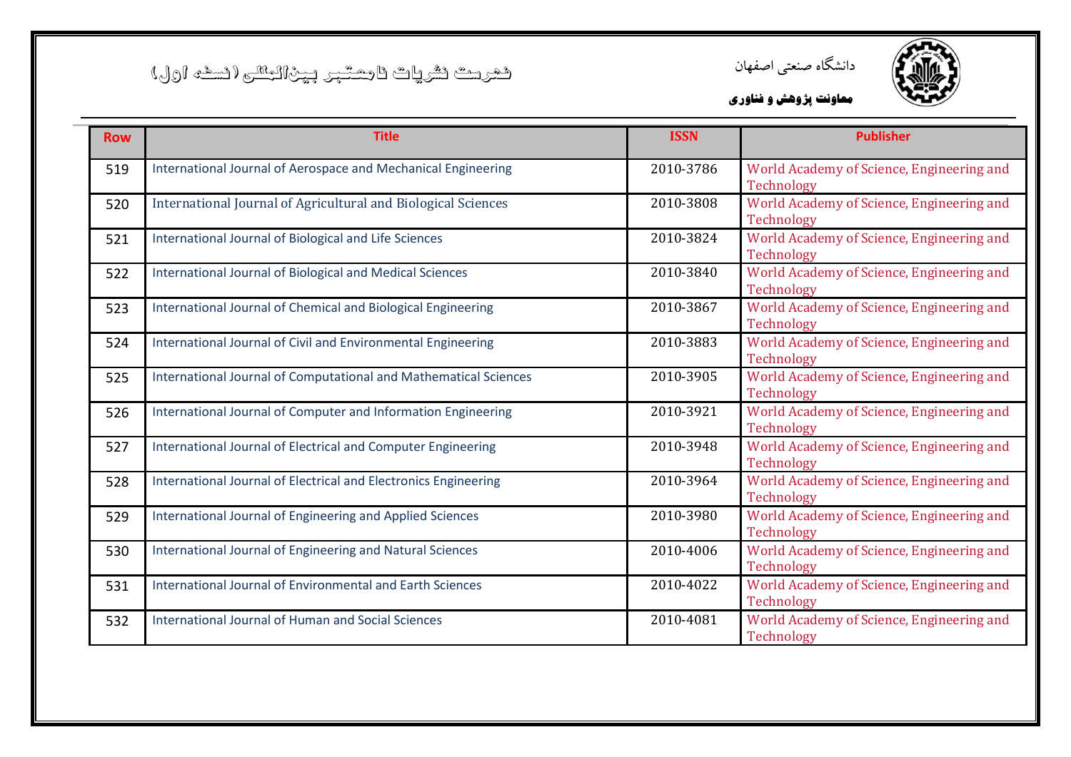| Row | Title | ISSN | Publisher |
|---|---|---|---|
| 519 | International Journal of Aerospace and Mechanical Engineering | 2010-3786 | World Academy of Science, Engineering and Technology |
| 520 | International Journal of Agricultural and Biological Sciences | 2010-3808 | World Academy of Science, Engineering and Technology |
| 521 | International Journal of Biological and Life Sciences | 2010-3824 | World Academy of Science, Engineering and Technology |
| 522 | International Journal of Biological and Medical Sciences | 2010-3840 | World Academy of Science, Engineering and Technology |
| 523 | International Journal of Chemical and Biological Engineering | 2010-3867 | World Academy of Science, Engineering and Technology |
| 524 | International Journal of Civil and Environmental Engineering | 2010-3883 | World Academy of Science, Engineering and Technology |
| 525 | International Journal of Computational and Mathematical Sciences | 2010-3905 | World Academy of Science, Engineering and Technology |
| 526 | International Journal of Computer and Information Engineering | 2010-3921 | World Academy of Science, Engineering and Technology |
| 527 | International Journal of Electrical and Computer Engineering | 2010-3948 | World Academy of Science, Engineering and Technology |
| 528 | International Journal of Electrical and Electronics Engineering | 2010-3964 | World Academy of Science, Engineering and Technology |
| 529 | International Journal of Engineering and Applied Sciences | 2010-3980 | World Academy of Science, Engineering and Technology |
| 530 | International Journal of Engineering and Natural Sciences | 2010-4006 | World Academy of Science, Engineering and Technology |
| 531 | International Journal of Environmental and Earth Sciences | 2010-4022 | World Academy of Science, Engineering and Technology |
| 532 | International Journal of Human and Social Sciences | 2010-4081 | World Academy of Science, Engineering and Technology |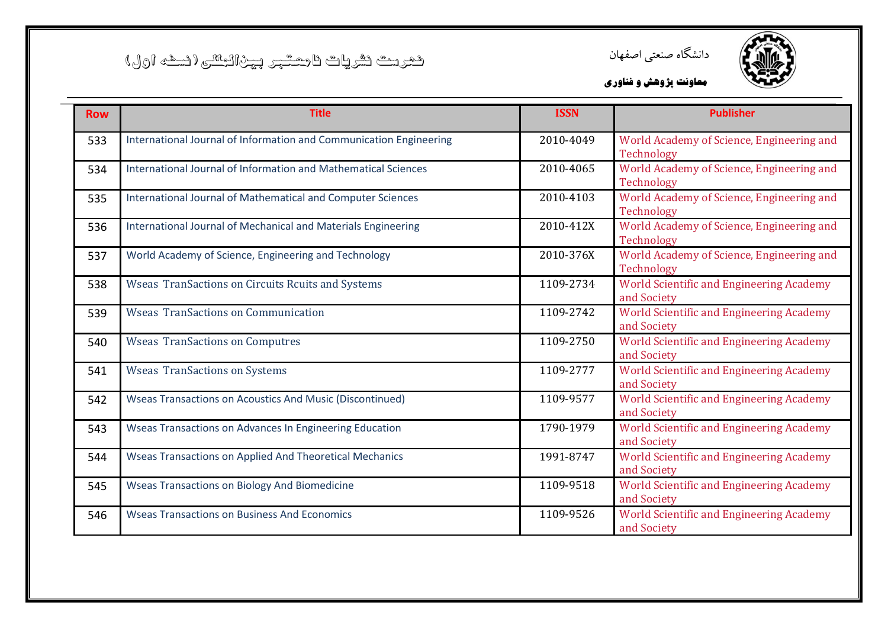دانشگاه صنعتی اصفهان

**معاونت پژوهش و فناوری**

فهرست نشریات نامعتبر بین‌المللی (نسخه اول)

| Row | Title | ISSN | Publisher |
|---|---|---|---|
| 533 | International Journal of Information and Communication Engineering | 2010-4049 | World Academy of Science, Engineering and Technology |
| 534 | International Journal of Information and Mathematical Sciences | 2010-4065 | World Academy of Science, Engineering and Technology |
| 535 | International Journal of Mathematical and Computer Sciences | 2010-4103 | World Academy of Science, Engineering and Technology |
| 536 | International Journal of Mechanical and Materials Engineering | 2010-412X | World Academy of Science, Engineering and Technology |
| 537 | World Academy of Science, Engineering and Technology | 2010-376X | World Academy of Science, Engineering and Technology |
| 538 | Wseas TranSactions on Circuits Rcuits and Systems | 1109-2734 | World Scientific and Engineering Academy and Society |
| 539 | Wseas TranSactions on Communication | 1109-2742 | World Scientific and Engineering Academy and Society |
| 540 | Wseas TranSactions on Computres | 1109-2750 | World Scientific and Engineering Academy and Society |
| 541 | Wseas TranSactions on Systems | 1109-2777 | World Scientific and Engineering Academy and Society |
| 542 | Wseas Transactions on Acoustics And Music (Discontinued) | 1109-9577 | World Scientific and Engineering Academy and Society |
| 543 | Wseas Transactions on Advances In Engineering Education | 1790-1979 | World Scientific and Engineering Academy and Society |
| 544 | Wseas Transactions on Applied And Theoretical Mechanics | 1991-8747 | World Scientific and Engineering Academy and Society |
| 545 | Wseas Transactions on Biology And Biomedicine | 1109-9518 | World Scientific and Engineering Academy and Society |
| 546 | Wseas Transactions on Business And Economics | 1109-9526 | World Scientific and Engineering Academy and Society |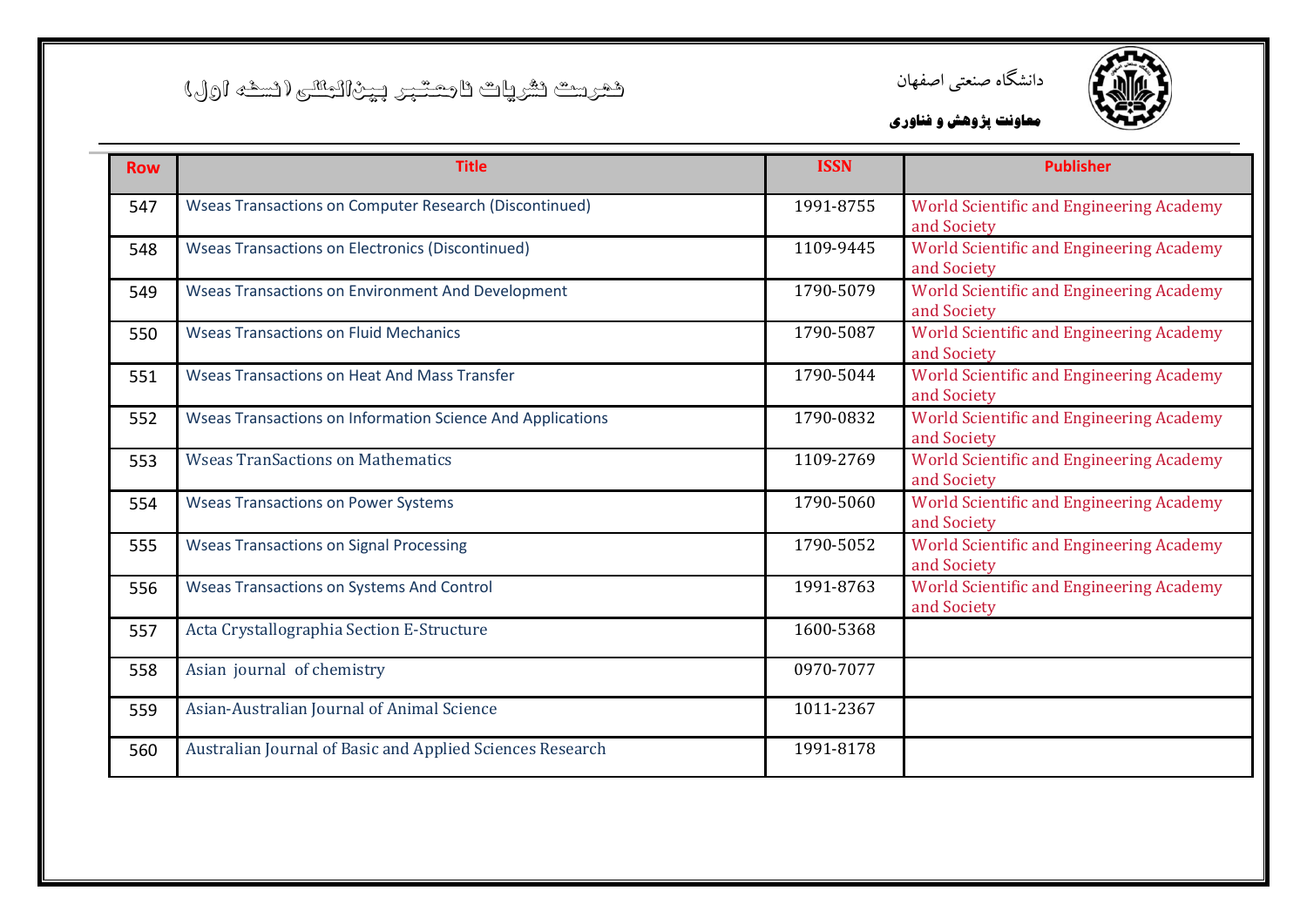دانشگاه صنعتی اصفهان

**معاونت پژوهش و فناوری**

# فهرست نشریات نامعتبر بین‌المللی (نسخه اول)

| Row | Title | ISSN | Publisher |
|---|---|---|---|
| 547 | Wseas Transactions on Computer Research (Discontinued) | 1991-8755 | World Scientific and Engineering Academy and Society |
| 548 | Wseas Transactions on Electronics (Discontinued) | 1109-9445 | World Scientific and Engineering Academy and Society |
| 549 | Wseas Transactions on Environment And Development | 1790-5079 | World Scientific and Engineering Academy and Society |
| 550 | Wseas Transactions on Fluid Mechanics | 1790-5087 | World Scientific and Engineering Academy and Society |
| 551 | Wseas Transactions on Heat And Mass Transfer | 1790-5044 | World Scientific and Engineering Academy and Society |
| 552 | Wseas Transactions on Information Science And Applications | 1790-0832 | World Scientific and Engineering Academy and Society |
| 553 | Wseas TranSactions on Mathematics | 1109-2769 | World Scientific and Engineering Academy and Society |
| 554 | Wseas Transactions on Power Systems | 1790-5060 | World Scientific and Engineering Academy and Society |
| 555 | Wseas Transactions on Signal Processing | 1790-5052 | World Scientific and Engineering Academy and Society |
| 556 | Wseas Transactions on Systems And Control | 1991-8763 | World Scientific and Engineering Academy and Society |
| 557 | Acta Crystallographia Section E-Structure | 1600-5368 | |
| 558 | Asian journal of chemistry | 0970-7077 | |
| 559 | Asian-Australian Journal of Animal Science | 1011-2367 | |
| 560 | Australian Journal of Basic and Applied Sciences Research | 1991-8178 | |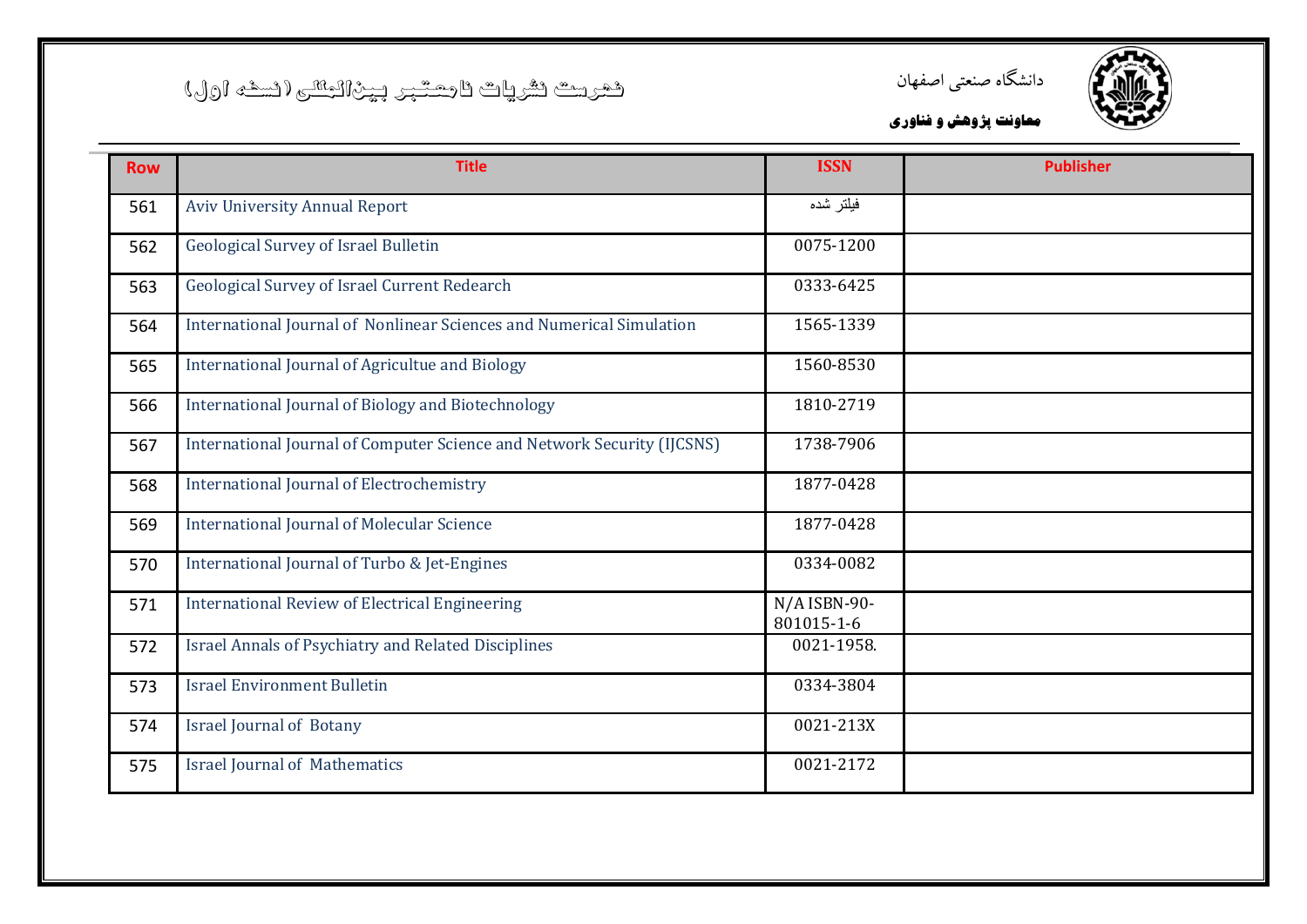دانشگاه صنعتی اصفهان

**معاونت پژوهش و فناوری**

# فهرست نشریات نامعتبر بین‌المللی (نسخه اول)

| Row | Title | ISSN | Publisher |
|---|---|---|---|
| 561 | Aviv University Annual Report | فیلتر شده | |
| 562 | Geological Survey of Israel Bulletin | 0075-1200 | |
| 563 | Geological Survey of Israel Current Redearch | 0333-6425 | |
| 564 | International Journal of Nonlinear Sciences and Numerical Simulation | 1565-1339 | |
| 565 | International Journal of Agricultue and Biology | 1560-8530 | |
| 566 | International Journal of Biology and Biotechnology | 1810-2719 | |
| 567 | International Journal of Computer Science and Network Security (IJCSNS) | 1738-7906 | |
| 568 | International Journal of Electrochemistry | 1877-0428 | |
| 569 | International Journal of Molecular Science | 1877-0428 | |
| 570 | International Journal of Turbo & Jet-Engines | 0334-0082 | |
| 571 | International Review of Electrical Engineering | N/A ISBN-90-801015-1-6 | |
| 572 | Israel Annals of Psychiatry and Related Disciplines | 0021-1958. | |
| 573 | Israel Environment Bulletin | 0334-3804 | |
| 574 | Israel Journal of Botany | 0021-213X | |
| 575 | Israel Journal of Mathematics | 0021-2172 | |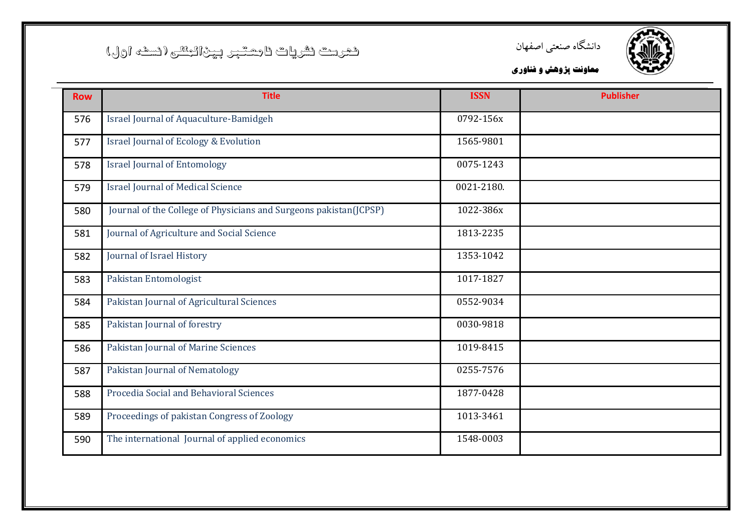دانشگاه صنعتی اصفهان

**معاونت پژوهش و فناوری**

# فهرست نشریات نامعتبر بین‌المللی (نسخه اول)

| Row | Title | ISSN | Publisher |
|---|---|---|---|
| 576 | Israel Journal of Aquaculture-Bamidgeh | 0792-156x | |
| 577 | Israel Journal of Ecology & Evolution | 1565-9801 | |
| 578 | Israel Journal of Entomology | 0075-1243 | |
| 579 | Israel Journal of Medical Science | 0021-2180. | |
| 580 | Journal of the College of Physicians and Surgeons pakistan(JCPSP) | 1022-386x | |
| 581 | Journal of Agriculture and Social Science | 1813-2235 | |
| 582 | Journal of Israel History | 1353-1042 | |
| 583 | Pakistan Entomologist | 1017-1827 | |
| 584 | Pakistan Journal of Agricultural Sciences | 0552-9034 | |
| 585 | Pakistan Journal of forestry | 0030-9818 | |
| 586 | Pakistan Journal of Marine Sciences | 1019-8415 | |
| 587 | Pakistan Journal of Nematology | 0255-7576 | |
| 588 | Procedia Social and Behavioral Sciences | 1877-0428 | |
| 589 | Proceedings of pakistan Congress of Zoology | 1013-3461 | |
| 590 | The international Journal of applied economics | 1548-0003 | |